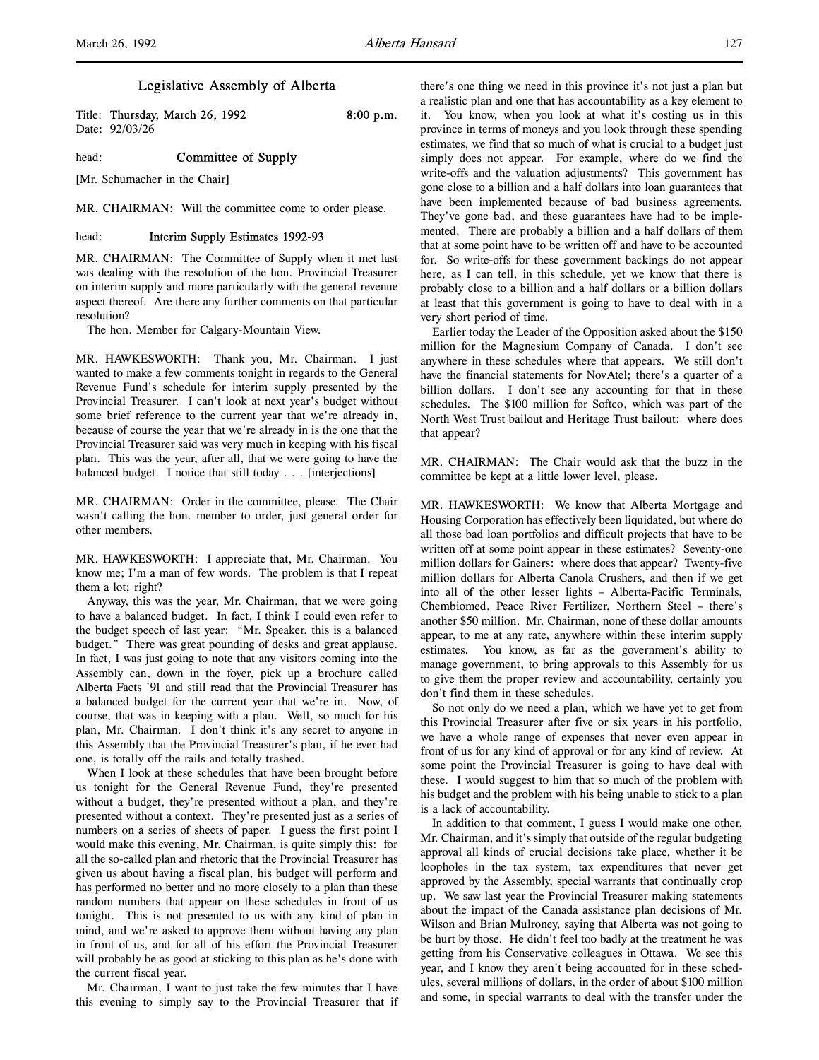# Legislative Assembly of Alberta

Title: **Thursday, March 26, 1992** 8:00 p.m.
Date: 92/03/26

head: **Committee of Supply**

[Mr. Schumacher in the Chair]

MR. CHAIRMAN: Will the committee come to order please.

head: **Interim Supply Estimates 1992-93**

MR. CHAIRMAN: The Committee of Supply when it met last was dealing with the resolution of the hon. Provincial Treasurer on interim supply and more particularly with the general revenue aspect thereof. Are there any further comments on that particular resolution?

The hon. Member for Calgary-Mountain View.

MR. HAWKESWORTH: Thank you, Mr. Chairman. I just wanted to make a few comments tonight in regards to the General Revenue Fund's schedule for interim supply presented by the Provincial Treasurer. I can't look at next year's budget without some brief reference to the current year that we're already in, because of course the year that we're already in is the one that the Provincial Treasurer said was very much in keeping with his fiscal plan. This was the year, after all, that we were going to have the balanced budget. I notice that still today . . . [interjections]

MR. CHAIRMAN: Order in the committee, please. The Chair wasn't calling the hon. member to order, just general order for other members.

MR. HAWKESWORTH: I appreciate that, Mr. Chairman. You know me; I'm a man of few words. The problem is that I repeat them a lot; right?

Anyway, this was the year, Mr. Chairman, that we were going to have a balanced budget. In fact, I think I could even refer to the budget speech of last year: "Mr. Speaker, this is a balanced budget." There was great pounding of desks and great applause. In fact, I was just going to note that any visitors coming into the Assembly can, down in the foyer, pick up a brochure called Alberta Facts '91 and still read that the Provincial Treasurer has a balanced budget for the current year that we're in. Now, of course, that was in keeping with a plan. Well, so much for his plan, Mr. Chairman. I don't think it's any secret to anyone in this Assembly that the Provincial Treasurer's plan, if he ever had one, is totally off the rails and totally trashed.

When I look at these schedules that have been brought before us tonight for the General Revenue Fund, they're presented without a budget, they're presented without a plan, and they're presented without a context. They're presented just as a series of numbers on a series of sheets of paper. I guess the first point I would make this evening, Mr. Chairman, is quite simply this: for all the so-called plan and rhetoric that the Provincial Treasurer has given us about having a fiscal plan, his budget will perform and has performed no better and no more closely to a plan than these random numbers that appear on these schedules in front of us tonight. This is not presented to us with any kind of plan in mind, and we're asked to approve them without having any plan in front of us, and for all of his effort the Provincial Treasurer will probably be as good at sticking to this plan as he's done with the current fiscal year.

Mr. Chairman, I want to just take the few minutes that I have this evening to simply say to the Provincial Treasurer that if there's one thing we need in this province it's not just a plan but a realistic plan and one that has accountability as a key element to it. You know, when you look at what it's costing us in this province in terms of moneys and you look through these spending estimates, we find that so much of what is crucial to a budget just simply does not appear. For example, where do we find the write-offs and the valuation adjustments? This government has gone close to a billion and a half dollars into loan guarantees that have been implemented because of bad business agreements. They've gone bad, and these guarantees have had to be implemented. There are probably a billion and a half dollars of them that at some point have to be written off and have to be accounted for. So write-offs for these government backings do not appear here, as I can tell, in this schedule, yet we know that there is probably close to a billion and a half dollars or a billion dollars at least that this government is going to have to deal with in a very short period of time.

Earlier today the Leader of the Opposition asked about the $150 million for the Magnesium Company of Canada. I don't see anywhere in these schedules where that appears. We still don't have the financial statements for NovAtel; there's a quarter of a billion dollars. I don't see any accounting for that in these schedules. The $100 million for Softco, which was part of the North West Trust bailout and Heritage Trust bailout: where does that appear?

MR. CHAIRMAN: The Chair would ask that the buzz in the committee be kept at a little lower level, please.

MR. HAWKESWORTH: We know that Alberta Mortgage and Housing Corporation has effectively been liquidated, but where do all those bad loan portfolios and difficult projects that have to be written off at some point appear in these estimates? Seventy-one million dollars for Gainers: where does that appear? Twenty-five million dollars for Alberta Canola Crushers, and then if we get into all of the other lesser lights – Alberta-Pacific Terminals, Chembiomed, Peace River Fertilizer, Northern Steel – there's another $50 million. Mr. Chairman, none of these dollar amounts appear, to me at any rate, anywhere within these interim supply estimates. You know, as far as the government's ability to manage government, to bring approvals to this Assembly for us to give them the proper review and accountability, certainly you don't find them in these schedules.

So not only do we need a plan, which we have yet to get from this Provincial Treasurer after five or six years in his portfolio, we have a whole range of expenses that never even appear in front of us for any kind of approval or for any kind of review. At some point the Provincial Treasurer is going to have deal with these. I would suggest to him that so much of the problem with his budget and the problem with his being unable to stick to a plan is a lack of accountability.

In addition to that comment, I guess I would make one other, Mr. Chairman, and it's simply that outside of the regular budgeting approval all kinds of crucial decisions take place, whether it be loopholes in the tax system, tax expenditures that never get approved by the Assembly, special warrants that continually crop up. We saw last year the Provincial Treasurer making statements about the impact of the Canada assistance plan decisions of Mr. Wilson and Brian Mulroney, saying that Alberta was not going to be hurt by those. He didn't feel too badly at the treatment he was getting from his Conservative colleagues in Ottawa. We see this year, and I know they aren't being accounted for in these schedules, several millions of dollars, in the order of about $100 million and some, in special warrants to deal with the transfer under the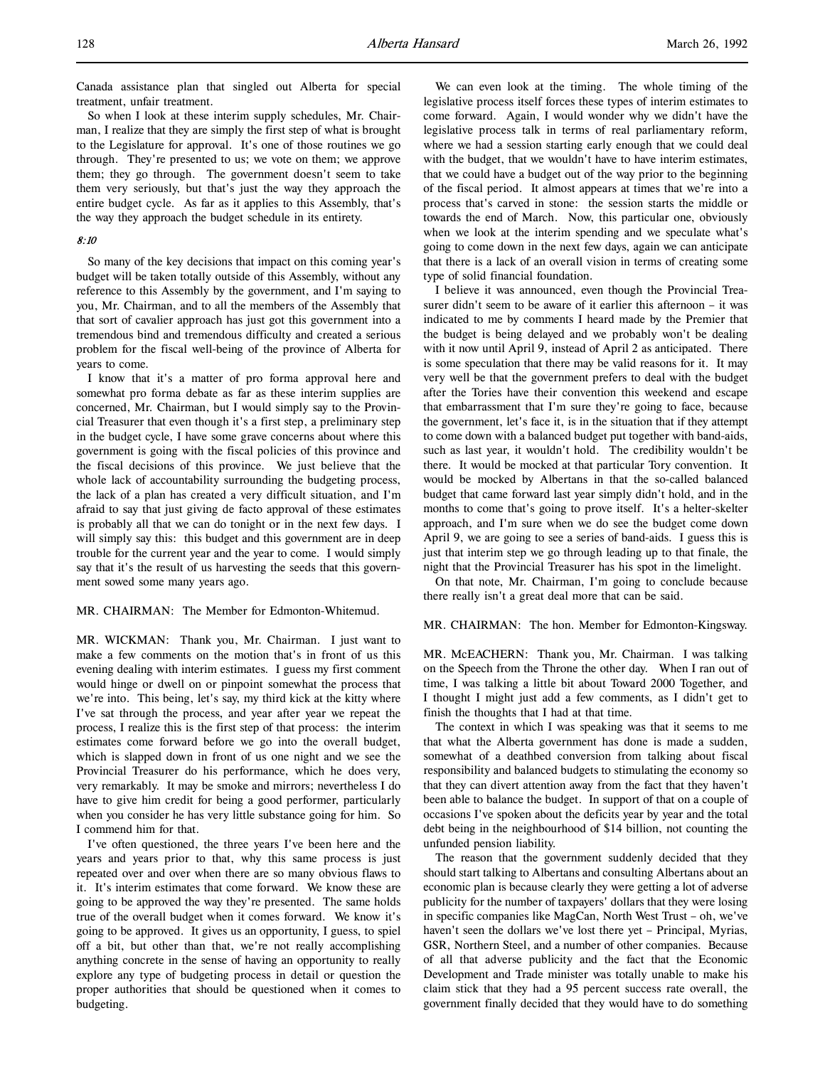Canada assistance plan that singled out Alberta for special treatment, unfair treatment.

So when I look at these interim supply schedules, Mr. Chairman, I realize that they are simply the first step of what is brought to the Legislature for approval. It's one of those routines we go through. They're presented to us; we vote on them; we approve them; they go through. The government doesn't seem to take them very seriously, but that's just the way they approach the entire budget cycle. As far as it applies to this Assembly, that's the way they approach the budget schedule in its entirety.

*8:10*

So many of the key decisions that impact on this coming year's budget will be taken totally outside of this Assembly, without any reference to this Assembly by the government, and I'm saying to you, Mr. Chairman, and to all the members of the Assembly that that sort of cavalier approach has just got this government into a tremendous bind and tremendous difficulty and created a serious problem for the fiscal well-being of the province of Alberta for years to come.

I know that it's a matter of pro forma approval here and somewhat pro forma debate as far as these interim supplies are concerned, Mr. Chairman, but I would simply say to the Provincial Treasurer that even though it's a first step, a preliminary step in the budget cycle, I have some grave concerns about where this government is going with the fiscal policies of this province and the fiscal decisions of this province. We just believe that the whole lack of accountability surrounding the budgeting process, the lack of a plan has created a very difficult situation, and I'm afraid to say that just giving de facto approval of these estimates is probably all that we can do tonight or in the next few days. I will simply say this: this budget and this government are in deep trouble for the current year and the year to come. I would simply say that it's the result of us harvesting the seeds that this government sowed some many years ago.

MR. CHAIRMAN: The Member for Edmonton-Whitemud.

MR. WICKMAN: Thank you, Mr. Chairman. I just want to make a few comments on the motion that's in front of us this evening dealing with interim estimates. I guess my first comment would hinge or dwell on or pinpoint somewhat the process that we're into. This being, let's say, my third kick at the kitty where I've sat through the process, and year after year we repeat the process, I realize this is the first step of that process: the interim estimates come forward before we go into the overall budget, which is slapped down in front of us one night and we see the Provincial Treasurer do his performance, which he does very, very remarkably. It may be smoke and mirrors; nevertheless I do have to give him credit for being a good performer, particularly when you consider he has very little substance going for him. So I commend him for that.

I've often questioned, the three years I've been here and the years and years prior to that, why this same process is just repeated over and over when there are so many obvious flaws to it. It's interim estimates that come forward. We know these are going to be approved the way they're presented. The same holds true of the overall budget when it comes forward. We know it's going to be approved. It gives us an opportunity, I guess, to spiel off a bit, but other than that, we're not really accomplishing anything concrete in the sense of having an opportunity to really explore any type of budgeting process in detail or question the proper authorities that should be questioned when it comes to budgeting.

We can even look at the timing. The whole timing of the legislative process itself forces these types of interim estimates to come forward. Again, I would wonder why we didn't have the legislative process talk in terms of real parliamentary reform, where we had a session starting early enough that we could deal with the budget, that we wouldn't have to have interim estimates, that we could have a budget out of the way prior to the beginning of the fiscal period. It almost appears at times that we're into a process that's carved in stone: the session starts the middle or towards the end of March. Now, this particular one, obviously when we look at the interim spending and we speculate what's going to come down in the next few days, again we can anticipate that there is a lack of an overall vision in terms of creating some type of solid financial foundation.

I believe it was announced, even though the Provincial Treasurer didn't seem to be aware of it earlier this afternoon – it was indicated to me by comments I heard made by the Premier that the budget is being delayed and we probably won't be dealing with it now until April 9, instead of April 2 as anticipated. There is some speculation that there may be valid reasons for it. It may very well be that the government prefers to deal with the budget after the Tories have their convention this weekend and escape that embarrassment that I'm sure they're going to face, because the government, let's face it, is in the situation that if they attempt to come down with a balanced budget put together with band-aids, such as last year, it wouldn't hold. The credibility wouldn't be there. It would be mocked at that particular Tory convention. It would be mocked by Albertans in that the so-called balanced budget that came forward last year simply didn't hold, and in the months to come that's going to prove itself. It's a helter-skelter approach, and I'm sure when we do see the budget come down April 9, we are going to see a series of band-aids. I guess this is just that interim step we go through leading up to that finale, the night that the Provincial Treasurer has his spot in the limelight.

On that note, Mr. Chairman, I'm going to conclude because there really isn't a great deal more that can be said.

MR. CHAIRMAN: The hon. Member for Edmonton-Kingsway.

MR. McEACHERN: Thank you, Mr. Chairman. I was talking on the Speech from the Throne the other day. When I ran out of time, I was talking a little bit about Toward 2000 Together, and I thought I might just add a few comments, as I didn't get to finish the thoughts that I had at that time.

The context in which I was speaking was that it seems to me that what the Alberta government has done is made a sudden, somewhat of a deathbed conversion from talking about fiscal responsibility and balanced budgets to stimulating the economy so that they can divert attention away from the fact that they haven't been able to balance the budget. In support of that on a couple of occasions I've spoken about the deficits year by year and the total debt being in the neighbourhood of $14 billion, not counting the unfunded pension liability.

The reason that the government suddenly decided that they should start talking to Albertans and consulting Albertans about an economic plan is because clearly they were getting a lot of adverse publicity for the number of taxpayers' dollars that they were losing in specific companies like MagCan, North West Trust – oh, we've haven't seen the dollars we've lost there yet – Principal, Myrias, GSR, Northern Steel, and a number of other companies. Because of all that adverse publicity and the fact that the Economic Development and Trade minister was totally unable to make his claim stick that they had a 95 percent success rate overall, the government finally decided that they would have to do something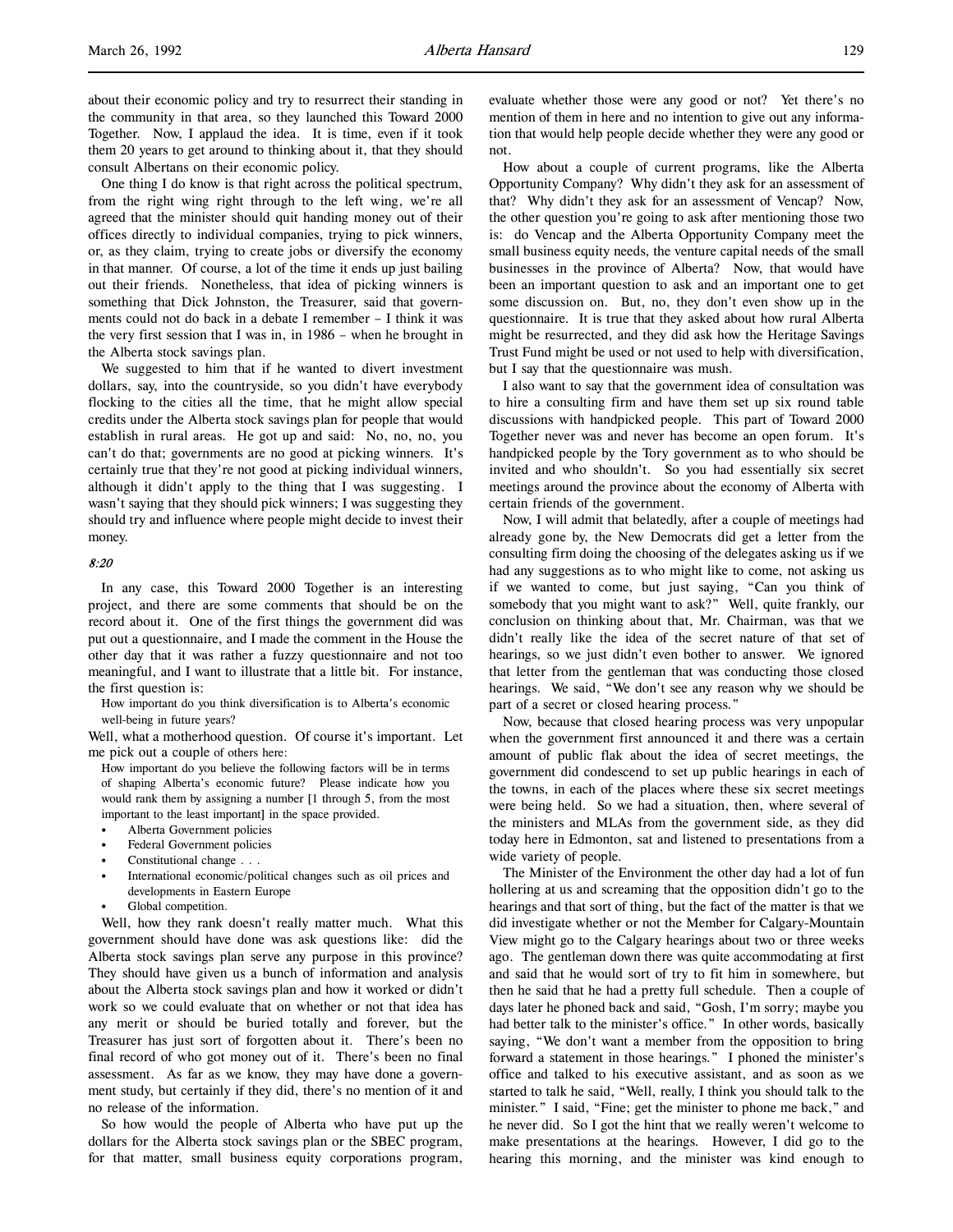about their economic policy and try to resurrect their standing in the community in that area, so they launched this Toward 2000 Together. Now, I applaud the idea. It is time, even if it took them 20 years to get around to thinking about it, that they should consult Albertans on their economic policy.

One thing I do know is that right across the political spectrum, from the right wing right through to the left wing, we're all agreed that the minister should quit handing money out of their offices directly to individual companies, trying to pick winners, or, as they claim, trying to create jobs or diversify the economy in that manner. Of course, a lot of the time it ends up just bailing out their friends. Nonetheless, that idea of picking winners is something that Dick Johnston, the Treasurer, said that governments could not do back in a debate I remember – I think it was the very first session that I was in, in 1986 – when he brought in the Alberta stock savings plan.

We suggested to him that if he wanted to divert investment dollars, say, into the countryside, so you didn't have everybody flocking to the cities all the time, that he might allow special credits under the Alberta stock savings plan for people that would establish in rural areas. He got up and said: No, no, no, you can't do that; governments are no good at picking winners. It's certainly true that they're not good at picking individual winners, although it didn't apply to the thing that I was suggesting. I wasn't saying that they should pick winners; I was suggesting they should try and influence where people might decide to invest their money.

*8:20*

In any case, this Toward 2000 Together is an interesting project, and there are some comments that should be on the record about it. One of the first things the government did was put out a questionnaire, and I made the comment in the House the other day that it was rather a fuzzy questionnaire and not too meaningful, and I want to illustrate that a little bit. For instance, the first question is:

> How important do you think diversification is to Alberta's economic well-being in future years?

Well, what a motherhood question. Of course it's important. Let me pick out a couple of others here:

> How important do you believe the following factors will be in terms of shaping Alberta's economic future? Please indicate how you would rank them by assigning a number [1 through 5, from the most important to the least important] in the space provided.
> - Alberta Government policies
> - Federal Government policies
> - Constitutional change . . .
> - International economic/political changes such as oil prices and developments in Eastern Europe
> - Global competition.

Well, how they rank doesn't really matter much. What this government should have done was ask questions like: did the Alberta stock savings plan serve any purpose in this province? They should have given us a bunch of information and analysis about the Alberta stock savings plan and how it worked or didn't work so we could evaluate that on whether or not that idea has any merit or should be buried totally and forever, but the Treasurer has just sort of forgotten about it. There's been no final record of who got money out of it. There's been no final assessment. As far as we know, they may have done a government study, but certainly if they did, there's no mention of it and no release of the information.

So how would the people of Alberta who have put up the dollars for the Alberta stock savings plan or the SBEC program, for that matter, small business equity corporations program, evaluate whether those were any good or not? Yet there's no mention of them in here and no intention to give out any information that would help people decide whether they were any good or not.

How about a couple of current programs, like the Alberta Opportunity Company? Why didn't they ask for an assessment of that? Why didn't they ask for an assessment of Vencap? Now, the other question you're going to ask after mentioning those two is: do Vencap and the Alberta Opportunity Company meet the small business equity needs, the venture capital needs of the small businesses in the province of Alberta? Now, that would have been an important question to ask and an important one to get some discussion on. But, no, they don't even show up in the questionnaire. It is true that they asked about how rural Alberta might be resurrected, and they did ask how the Heritage Savings Trust Fund might be used or not used to help with diversification, but I say that the questionnaire was mush.

I also want to say that the government idea of consultation was to hire a consulting firm and have them set up six round table discussions with handpicked people. This part of Toward 2000 Together never was and never has become an open forum. It's handpicked people by the Tory government as to who should be invited and who shouldn't. So you had essentially six secret meetings around the province about the economy of Alberta with certain friends of the government.

Now, I will admit that belatedly, after a couple of meetings had already gone by, the New Democrats did get a letter from the consulting firm doing the choosing of the delegates asking us if we had any suggestions as to who might like to come, not asking us if we wanted to come, but just saying, "Can you think of somebody that you might want to ask?" Well, quite frankly, our conclusion on thinking about that, Mr. Chairman, was that we didn't really like the idea of the secret nature of that set of hearings, so we just didn't even bother to answer. We ignored that letter from the gentleman that was conducting those closed hearings. We said, "We don't see any reason why we should be part of a secret or closed hearing process."

Now, because that closed hearing process was very unpopular when the government first announced it and there was a certain amount of public flak about the idea of secret meetings, the government did condescend to set up public hearings in each of the towns, in each of the places where these six secret meetings were being held. So we had a situation, then, where several of the ministers and MLAs from the government side, as they did today here in Edmonton, sat and listened to presentations from a wide variety of people.

The Minister of the Environment the other day had a lot of fun hollering at us and screaming that the opposition didn't go to the hearings and that sort of thing, but the fact of the matter is that we did investigate whether or not the Member for Calgary-Mountain View might go to the Calgary hearings about two or three weeks ago. The gentleman down there was quite accommodating at first and said that he would sort of try to fit him in somewhere, but then he said that he had a pretty full schedule. Then a couple of days later he phoned back and said, "Gosh, I'm sorry; maybe you had better talk to the minister's office." In other words, basically saying, "We don't want a member from the opposition to bring forward a statement in those hearings." I phoned the minister's office and talked to his executive assistant, and as soon as we started to talk he said, "Well, really, I think you should talk to the minister." I said, "Fine; get the minister to phone me back," and he never did. So I got the hint that we really weren't welcome to make presentations at the hearings. However, I did go to the hearing this morning, and the minister was kind enough to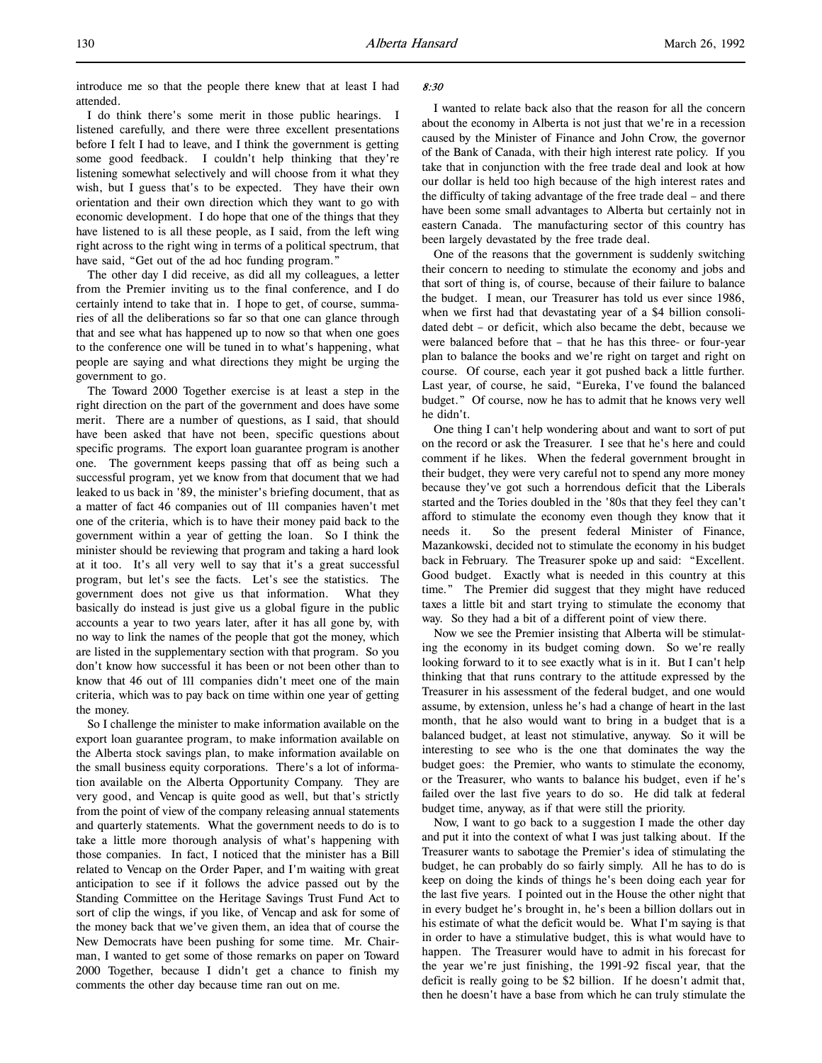introduce me so that the people there knew that at least I had attended.

I do think there's some merit in those public hearings. I listened carefully, and there were three excellent presentations before I felt I had to leave, and I think the government is getting some good feedback. I couldn't help thinking that they're listening somewhat selectively and will choose from it what they wish, but I guess that's to be expected. They have their own orientation and their own direction which they want to go with economic development. I do hope that one of the things that they have listened to is all these people, as I said, from the left wing right across to the right wing in terms of a political spectrum, that have said, "Get out of the ad hoc funding program."

The other day I did receive, as did all my colleagues, a letter from the Premier inviting us to the final conference, and I do certainly intend to take that in. I hope to get, of course, summaries of all the deliberations so far so that one can glance through that and see what has happened up to now so that when one goes to the conference one will be tuned in to what's happening, what people are saying and what directions they might be urging the government to go.

The Toward 2000 Together exercise is at least a step in the right direction on the part of the government and does have some merit. There are a number of questions, as I said, that should have been asked that have not been, specific questions about specific programs. The export loan guarantee program is another one. The government keeps passing that off as being such a successful program, yet we know from that document that we had leaked to us back in '89, the minister's briefing document, that as a matter of fact 46 companies out of 111 companies haven't met one of the criteria, which is to have their money paid back to the government within a year of getting the loan. So I think the minister should be reviewing that program and taking a hard look at it too. It's all very well to say that it's a great successful program, but let's see the facts. Let's see the statistics. The government does not give us that information. What they basically do instead is just give us a global figure in the public accounts a year to two years later, after it has all gone by, with no way to link the names of the people that got the money, which are listed in the supplementary section with that program. So you don't know how successful it has been or not been other than to know that 46 out of 111 companies didn't meet one of the main criteria, which was to pay back on time within one year of getting the money.

So I challenge the minister to make information available on the export loan guarantee program, to make information available on the Alberta stock savings plan, to make information available on the small business equity corporations. There's a lot of information available on the Alberta Opportunity Company. They are very good, and Vencap is quite good as well, but that's strictly from the point of view of the company releasing annual statements and quarterly statements. What the government needs to do is to take a little more thorough analysis of what's happening with those companies. In fact, I noticed that the minister has a Bill related to Vencap on the Order Paper, and I'm waiting with great anticipation to see if it follows the advice passed out by the Standing Committee on the Heritage Savings Trust Fund Act to sort of clip the wings, if you like, of Vencap and ask for some of the money back that we've given them, an idea that of course the New Democrats have been pushing for some time. Mr. Chairman, I wanted to get some of those remarks on paper on Toward 2000 Together, because I didn't get a chance to finish my comments the other day because time ran out on me.

*8:30*

I wanted to relate back also that the reason for all the concern about the economy in Alberta is not just that we're in a recession caused by the Minister of Finance and John Crow, the governor of the Bank of Canada, with their high interest rate policy. If you take that in conjunction with the free trade deal and look at how our dollar is held too high because of the high interest rates and the difficulty of taking advantage of the free trade deal – and there have been some small advantages to Alberta but certainly not in eastern Canada. The manufacturing sector of this country has been largely devastated by the free trade deal.

One of the reasons that the government is suddenly switching their concern to needing to stimulate the economy and jobs and that sort of thing is, of course, because of their failure to balance the budget. I mean, our Treasurer has told us ever since 1986, when we first had that devastating year of a $4 billion consolidated debt – or deficit, which also became the debt, because we were balanced before that – that he has this three- or four-year plan to balance the books and we're right on target and right on course. Of course, each year it got pushed back a little further. Last year, of course, he said, "Eureka, I've found the balanced budget." Of course, now he has to admit that he knows very well he didn't.

One thing I can't help wondering about and want to sort of put on the record or ask the Treasurer. I see that he's here and could comment if he likes. When the federal government brought in their budget, they were very careful not to spend any more money because they've got such a horrendous deficit that the Liberals started and the Tories doubled in the '80s that they feel they can't afford to stimulate the economy even though they know that it needs it. So the present federal Minister of Finance, Mazankowski, decided not to stimulate the economy in his budget back in February. The Treasurer spoke up and said: "Excellent. Good budget. Exactly what is needed in this country at this time." The Premier did suggest that they might have reduced taxes a little bit and start trying to stimulate the economy that way. So they had a bit of a different point of view there.

Now we see the Premier insisting that Alberta will be stimulating the economy in its budget coming down. So we're really looking forward to it to see exactly what is in it. But I can't help thinking that that runs contrary to the attitude expressed by the Treasurer in his assessment of the federal budget, and one would assume, by extension, unless he's had a change of heart in the last month, that he also would want to bring in a budget that is a balanced budget, at least not stimulative, anyway. So it will be interesting to see who is the one that dominates the way the budget goes: the Premier, who wants to stimulate the economy, or the Treasurer, who wants to balance his budget, even if he's failed over the last five years to do so. He did talk at federal budget time, anyway, as if that were still the priority.

Now, I want to go back to a suggestion I made the other day and put it into the context of what I was just talking about. If the Treasurer wants to sabotage the Premier's idea of stimulating the budget, he can probably do so fairly simply. All he has to do is keep on doing the kinds of things he's been doing each year for the last five years. I pointed out in the House the other night that in every budget he's brought in, he's been a billion dollars out in his estimate of what the deficit would be. What I'm saying is that in order to have a stimulative budget, this is what would have to happen. The Treasurer would have to admit in his forecast for the year we're just finishing, the 1991-92 fiscal year, that the deficit is really going to be $2 billion. If he doesn't admit that, then he doesn't have a base from which he can truly stimulate the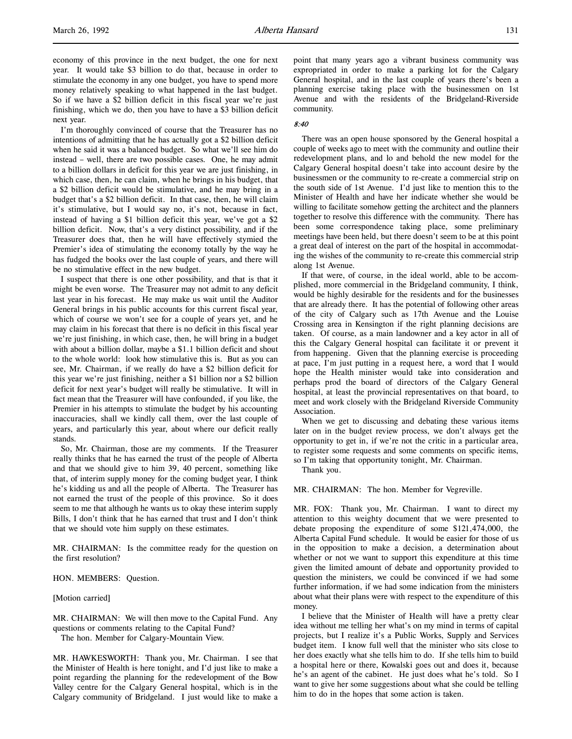economy of this province in the next budget, the one for next year. It would take $3 billion to do that, because in order to stimulate the economy in any one budget, you have to spend more money relatively speaking to what happened in the last budget. So if we have a $2 billion deficit in this fiscal year we're just finishing, which we do, then you have to have a $3 billion deficit next year.

I'm thoroughly convinced of course that the Treasurer has no intentions of admitting that he has actually got a $2 billion deficit when he said it was a balanced budget. So what we'll see him do instead – well, there are two possible cases. One, he may admit to a billion dollars in deficit for this year we are just finishing, in which case, then, he can claim, when he brings in his budget, that a $2 billion deficit would be stimulative, and he may bring in a budget that's a $2 billion deficit. In that case, then, he will claim it's stimulative, but I would say no, it's not, because in fact, instead of having a $1 billion deficit this year, we've got a $2 billion deficit. Now, that's a very distinct possibility, and if the Treasurer does that, then he will have effectively stymied the Premier's idea of stimulating the economy totally by the way he has fudged the books over the last couple of years, and there will be no stimulative effect in the new budget.

I suspect that there is one other possibility, and that is that it might be even worse. The Treasurer may not admit to any deficit last year in his forecast. He may make us wait until the Auditor General brings in his public accounts for this current fiscal year, which of course we won't see for a couple of years yet, and he may claim in his forecast that there is no deficit in this fiscal year we're just finishing, in which case, then, he will bring in a budget with about a billion dollar, maybe a $1.1 billion deficit and shout to the whole world: look how stimulative this is. But as you can see, Mr. Chairman, if we really do have a $2 billion deficit for this year we're just finishing, neither a $1 billion nor a $2 billion deficit for next year's budget will really be stimulative. It will in fact mean that the Treasurer will have confounded, if you like, the Premier in his attempts to stimulate the budget by his accounting inaccuracies, shall we kindly call them, over the last couple of years, and particularly this year, about where our deficit really stands.

So, Mr. Chairman, those are my comments. If the Treasurer really thinks that he has earned the trust of the people of Alberta and that we should give to him 39, 40 percent, something like that, of interim supply money for the coming budget year, I think he's kidding us and all the people of Alberta. The Treasurer has not earned the trust of the people of this province. So it does seem to me that although he wants us to okay these interim supply Bills, I don't think that he has earned that trust and I don't think that we should vote him supply on these estimates.

MR. CHAIRMAN: Is the committee ready for the question on the first resolution?

HON. MEMBERS: Question.

[Motion carried]

MR. CHAIRMAN: We will then move to the Capital Fund. Any questions or comments relating to the Capital Fund?

The hon. Member for Calgary-Mountain View.

MR. HAWKESWORTH: Thank you, Mr. Chairman. I see that the Minister of Health is here tonight, and I'd just like to make a point regarding the planning for the redevelopment of the Bow Valley centre for the Calgary General hospital, which is in the Calgary community of Bridgeland. I just would like to make a point that many years ago a vibrant business community was expropriated in order to make a parking lot for the Calgary General hospital, and in the last couple of years there's been a planning exercise taking place with the businessmen on 1st Avenue and with the residents of the Bridgeland-Riverside community.

*8:40*

There was an open house sponsored by the General hospital a couple of weeks ago to meet with the community and outline their redevelopment plans, and lo and behold the new model for the Calgary General hospital doesn't take into account desire by the businessmen or the community to re-create a commercial strip on the south side of 1st Avenue. I'd just like to mention this to the Minister of Health and have her indicate whether she would be willing to facilitate somehow getting the architect and the planners together to resolve this difference with the community. There has been some correspondence taking place, some preliminary meetings have been held, but there doesn't seem to be at this point a great deal of interest on the part of the hospital in accommodating the wishes of the community to re-create this commercial strip along 1st Avenue.

If that were, of course, in the ideal world, able to be accomplished, more commercial in the Bridgeland community, I think, would be highly desirable for the residents and for the businesses that are already there. It has the potential of following other areas of the city of Calgary such as 17th Avenue and the Louise Crossing area in Kensington if the right planning decisions are taken. Of course, as a main landowner and a key actor in all of this the Calgary General hospital can facilitate it or prevent it from happening. Given that the planning exercise is proceeding at pace, I'm just putting in a request here, a word that I would hope the Health minister would take into consideration and perhaps prod the board of directors of the Calgary General hospital, at least the provincial representatives on that board, to meet and work closely with the Bridgeland Riverside Community Association.

When we get to discussing and debating these various items later on in the budget review process, we don't always get the opportunity to get in, if we're not the critic in a particular area, to register some requests and some comments on specific items, so I'm taking that opportunity tonight, Mr. Chairman.

Thank you.

MR. CHAIRMAN: The hon. Member for Vegreville.

MR. FOX: Thank you, Mr. Chairman. I want to direct my attention to this weighty document that we were presented to debate proposing the expenditure of some $121,474,000, the Alberta Capital Fund schedule. It would be easier for those of us in the opposition to make a decision, a determination about whether or not we want to support this expenditure at this time given the limited amount of debate and opportunity provided to question the ministers, we could be convinced if we had some further information, if we had some indication from the ministers about what their plans were with respect to the expenditure of this money.

I believe that the Minister of Health will have a pretty clear idea without me telling her what's on my mind in terms of capital projects, but I realize it's a Public Works, Supply and Services budget item. I know full well that the minister who sits close to her does exactly what she tells him to do. If she tells him to build a hospital here or there, Kowalski goes out and does it, because he's an agent of the cabinet. He just does what he's told. So I want to give her some suggestions about what she could be telling him to do in the hopes that some action is taken.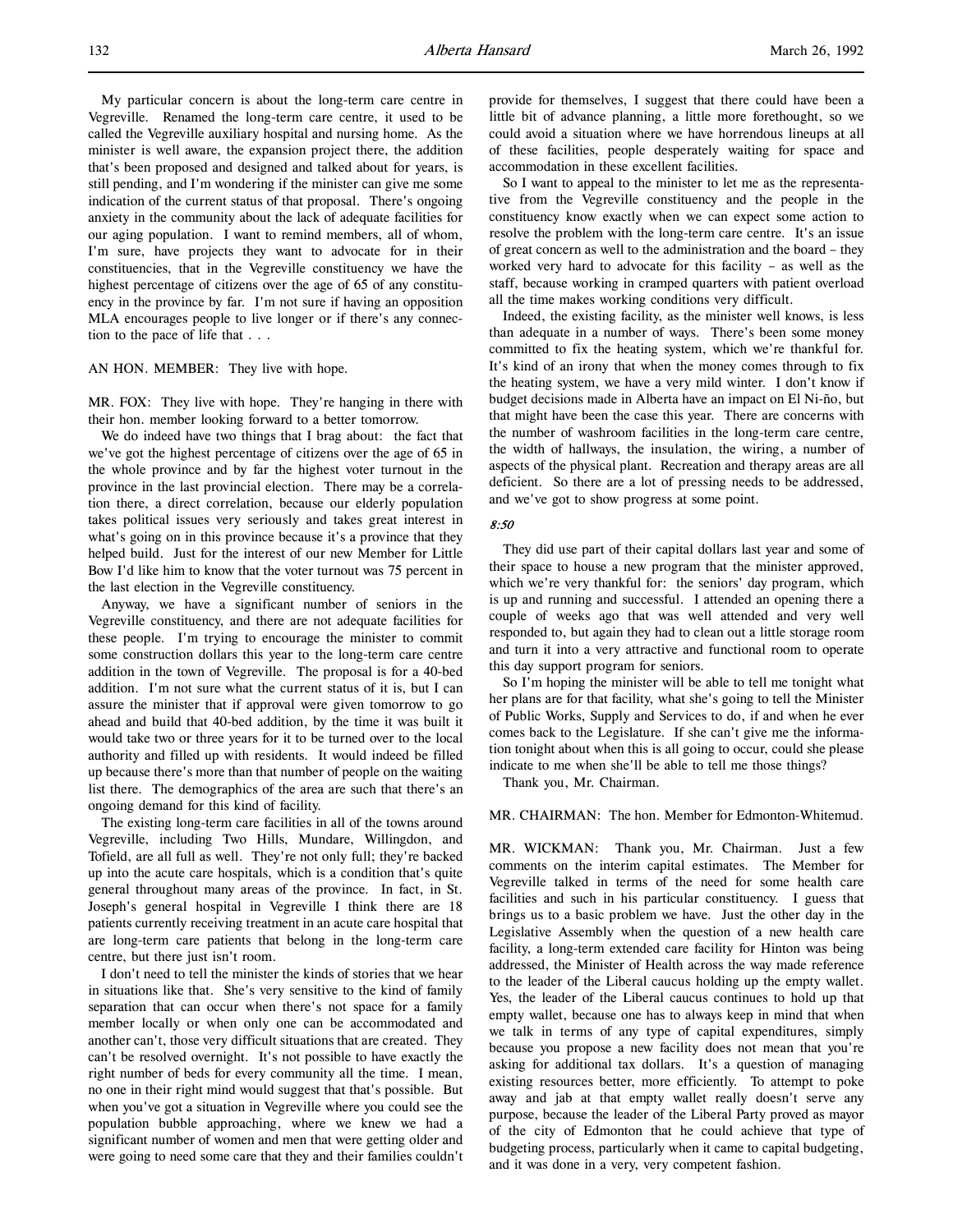My particular concern is about the long-term care centre in Vegreville. Renamed the long-term care centre, it used to be called the Vegreville auxiliary hospital and nursing home. As the minister is well aware, the expansion project there, the addition that's been proposed and designed and talked about for years, is still pending, and I'm wondering if the minister can give me some indication of the current status of that proposal. There's ongoing anxiety in the community about the lack of adequate facilities for our aging population. I want to remind members, all of whom, I'm sure, have projects they want to advocate for in their constituencies, that in the Vegreville constituency we have the highest percentage of citizens over the age of 65 of any constituency in the province by far. I'm not sure if having an opposition MLA encourages people to live longer or if there's any connection to the pace of life that . . .

AN HON. MEMBER: They live with hope.

MR. FOX: They live with hope. They're hanging in there with their hon. member looking forward to a better tomorrow.

We do indeed have two things that I brag about: the fact that we've got the highest percentage of citizens over the age of 65 in the whole province and by far the highest voter turnout in the province in the last provincial election. There may be a correlation there, a direct correlation, because our elderly population takes political issues very seriously and takes great interest in what's going on in this province because it's a province that they helped build. Just for the interest of our new Member for Little Bow I'd like him to know that the voter turnout was 75 percent in the last election in the Vegreville constituency.

Anyway, we have a significant number of seniors in the Vegreville constituency, and there are not adequate facilities for these people. I'm trying to encourage the minister to commit some construction dollars this year to the long-term care centre addition in the town of Vegreville. The proposal is for a 40-bed addition. I'm not sure what the current status of it is, but I can assure the minister that if approval were given tomorrow to go ahead and build that 40-bed addition, by the time it was built it would take two or three years for it to be turned over to the local authority and filled up with residents. It would indeed be filled up because there's more than that number of people on the waiting list there. The demographics of the area are such that there's an ongoing demand for this kind of facility.

The existing long-term care facilities in all of the towns around Vegreville, including Two Hills, Mundare, Willingdon, and Tofield, are all full as well. They're not only full; they're backed up into the acute care hospitals, which is a condition that's quite general throughout many areas of the province. In fact, in St. Joseph's general hospital in Vegreville I think there are 18 patients currently receiving treatment in an acute care hospital that are long-term care patients that belong in the long-term care centre, but there just isn't room.

I don't need to tell the minister the kinds of stories that we hear in situations like that. She's very sensitive to the kind of family separation that can occur when there's not space for a family member locally or when only one can be accommodated and another can't, those very difficult situations that are created. They can't be resolved overnight. It's not possible to have exactly the right number of beds for every community all the time. I mean, no one in their right mind would suggest that that's possible. But when you've got a situation in Vegreville where you could see the population bubble approaching, where we knew we had a significant number of women and men that were getting older and were going to need some care that they and their families couldn't provide for themselves, I suggest that there could have been a little bit of advance planning, a little more forethought, so we could avoid a situation where we have horrendous lineups at all of these facilities, people desperately waiting for space and accommodation in these excellent facilities.

So I want to appeal to the minister to let me as the representative from the Vegreville constituency and the people in the constituency know exactly when we can expect some action to resolve the problem with the long-term care centre. It's an issue of great concern as well to the administration and the board – they worked very hard to advocate for this facility – as well as the staff, because working in cramped quarters with patient overload all the time makes working conditions very difficult.

Indeed, the existing facility, as the minister well knows, is less than adequate in a number of ways. There's been some money committed to fix the heating system, which we're thankful for. It's kind of an irony that when the money comes through to fix the heating system, we have a very mild winter. I don't know if budget decisions made in Alberta have an impact on El Ni-ño, but that might have been the case this year. There are concerns with the number of washroom facilities in the long-term care centre, the width of hallways, the insulation, the wiring, a number of aspects of the physical plant. Recreation and therapy areas are all deficient. So there are a lot of pressing needs to be addressed, and we've got to show progress at some point.

*8:50*

They did use part of their capital dollars last year and some of their space to house a new program that the minister approved, which we're very thankful for: the seniors' day program, which is up and running and successful. I attended an opening there a couple of weeks ago that was well attended and very well responded to, but again they had to clean out a little storage room and turn it into a very attractive and functional room to operate this day support program for seniors.

So I'm hoping the minister will be able to tell me tonight what her plans are for that facility, what she's going to tell the Minister of Public Works, Supply and Services to do, if and when he ever comes back to the Legislature. If she can't give me the information tonight about when this is all going to occur, could she please indicate to me when she'll be able to tell me those things?

Thank you, Mr. Chairman.

MR. CHAIRMAN: The hon. Member for Edmonton-Whitemud.

MR. WICKMAN: Thank you, Mr. Chairman. Just a few comments on the interim capital estimates. The Member for Vegreville talked in terms of the need for some health care facilities and such in his particular constituency. I guess that brings us to a basic problem we have. Just the other day in the Legislative Assembly when the question of a new health care facility, a long-term extended care facility for Hinton was being addressed, the Minister of Health across the way made reference to the leader of the Liberal caucus holding up the empty wallet. Yes, the leader of the Liberal caucus continues to hold up that empty wallet, because one has to always keep in mind that when we talk in terms of any type of capital expenditures, simply because you propose a new facility does not mean that you're asking for additional tax dollars. It's a question of managing existing resources better, more efficiently. To attempt to poke away and jab at that empty wallet really doesn't serve any purpose, because the leader of the Liberal Party proved as mayor of the city of Edmonton that he could achieve that type of budgeting process, particularly when it came to capital budgeting, and it was done in a very, very competent fashion.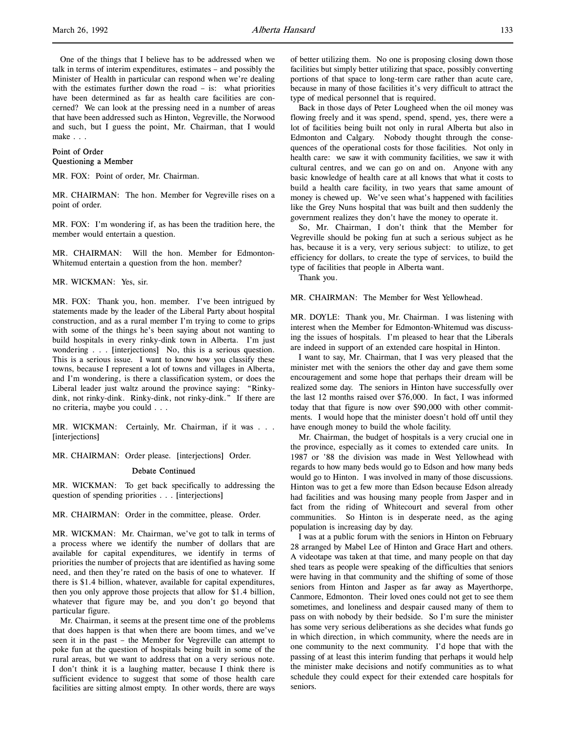One of the things that I believe has to be addressed when we talk in terms of interim expenditures, estimates – and possibly the Minister of Health in particular can respond when we're dealing with the estimates further down the road – is: what priorities have been determined as far as health care facilities are concerned? We can look at the pressing need in a number of areas that have been addressed such as Hinton, Vegreville, the Norwood and such, but I guess the point, Mr. Chairman, that I would make . . .

### Point of Order
### Questioning a Member

MR. FOX: Point of order, Mr. Chairman.

MR. CHAIRMAN: The hon. Member for Vegreville rises on a point of order.

MR. FOX: I'm wondering if, as has been the tradition here, the member would entertain a question.

MR. CHAIRMAN: Will the hon. Member for Edmonton-Whitemud entertain a question from the hon. member?

MR. WICKMAN: Yes, sir.

MR. FOX: Thank you, hon. member. I've been intrigued by statements made by the leader of the Liberal Party about hospital construction, and as a rural member I'm trying to come to grips with some of the things he's been saying about not wanting to build hospitals in every rinky-dink town in Alberta. I'm just wondering . . . [interjections] No, this is a serious question. This is a serious issue. I want to know how you classify these towns, because I represent a lot of towns and villages in Alberta, and I'm wondering, is there a classification system, or does the Liberal leader just waltz around the province saying: "Rinky-dink, not rinky-dink. Rinky-dink, not rinky-dink." If there are no criteria, maybe you could . . .

MR. WICKMAN: Certainly, Mr. Chairman, if it was . . . [interjections]

MR. CHAIRMAN: Order please. [interjections] Order.

### Debate Continued

MR. WICKMAN: To get back specifically to addressing the question of spending priorities . . . [interjections]

MR. CHAIRMAN: Order in the committee, please. Order.

MR. WICKMAN: Mr. Chairman, we've got to talk in terms of a process where we identify the number of dollars that are available for capital expenditures, we identify in terms of priorities the number of projects that are identified as having some need, and then they're rated on the basis of one to whatever. If there is $1.4 billion, whatever, available for capital expenditures, then you only approve those projects that allow for $1.4 billion, whatever that figure may be, and you don't go beyond that particular figure.

Mr. Chairman, it seems at the present time one of the problems that does happen is that when there are boom times, and we've seen it in the past – the Member for Vegreville can attempt to poke fun at the question of hospitals being built in some of the rural areas, but we want to address that on a very serious note. I don't think it is a laughing matter, because I think there is sufficient evidence to suggest that some of those health care facilities are sitting almost empty. In other words, there are ways of better utilizing them. No one is proposing closing down those facilities but simply better utilizing that space, possibly converting portions of that space to long-term care rather than acute care, because in many of those facilities it's very difficult to attract the type of medical personnel that is required.

Back in those days of Peter Lougheed when the oil money was flowing freely and it was spend, spend, spend, yes, there were a lot of facilities being built not only in rural Alberta but also in Edmonton and Calgary. Nobody thought through the consequences of the operational costs for those facilities. Not only in health care: we saw it with community facilities, we saw it with cultural centres, and we can go on and on. Anyone with any basic knowledge of health care at all knows that what it costs to build a health care facility, in two years that same amount of money is chewed up. We've seen what's happened with facilities like the Grey Nuns hospital that was built and then suddenly the government realizes they don't have the money to operate it.

So, Mr. Chairman, I don't think that the Member for Vegreville should be poking fun at such a serious subject as he has, because it is a very, very serious subject: to utilize, to get efficiency for dollars, to create the type of services, to build the type of facilities that people in Alberta want.

Thank you.

MR. CHAIRMAN: The Member for West Yellowhead.

MR. DOYLE: Thank you, Mr. Chairman. I was listening with interest when the Member for Edmonton-Whitemud was discussing the issues of hospitals. I'm pleased to hear that the Liberals are indeed in support of an extended care hospital in Hinton.

I want to say, Mr. Chairman, that I was very pleased that the minister met with the seniors the other day and gave them some encouragement and some hope that perhaps their dream will be realized some day. The seniors in Hinton have successfully over the last 12 months raised over $76,000. In fact, I was informed today that that figure is now over $90,000 with other commitments. I would hope that the minister doesn't hold off until they have enough money to build the whole facility.

Mr. Chairman, the budget of hospitals is a very crucial one in the province, especially as it comes to extended care units. In 1987 or '88 the division was made in West Yellowhead with regards to how many beds would go to Edson and how many beds would go to Hinton. I was involved in many of those discussions. Hinton was to get a few more than Edson because Edson already had facilities and was housing many people from Jasper and in fact from the riding of Whitecourt and several from other communities. So Hinton is in desperate need, as the aging population is increasing day by day.

I was at a public forum with the seniors in Hinton on February 28 arranged by Mabel Lee of Hinton and Grace Hart and others. A videotape was taken at that time, and many people on that day shed tears as people were speaking of the difficulties that seniors were having in that community and the shifting of some of those seniors from Hinton and Jasper as far away as Mayerthorpe, Canmore, Edmonton. Their loved ones could not get to see them sometimes, and loneliness and despair caused many of them to pass on with nobody by their bedside. So I'm sure the minister has some very serious deliberations as she decides what funds go in which direction, in which community, where the needs are in one community to the next community. I'd hope that with the passing of at least this interim funding that perhaps it would help the minister make decisions and notify communities as to what schedule they could expect for their extended care hospitals for seniors.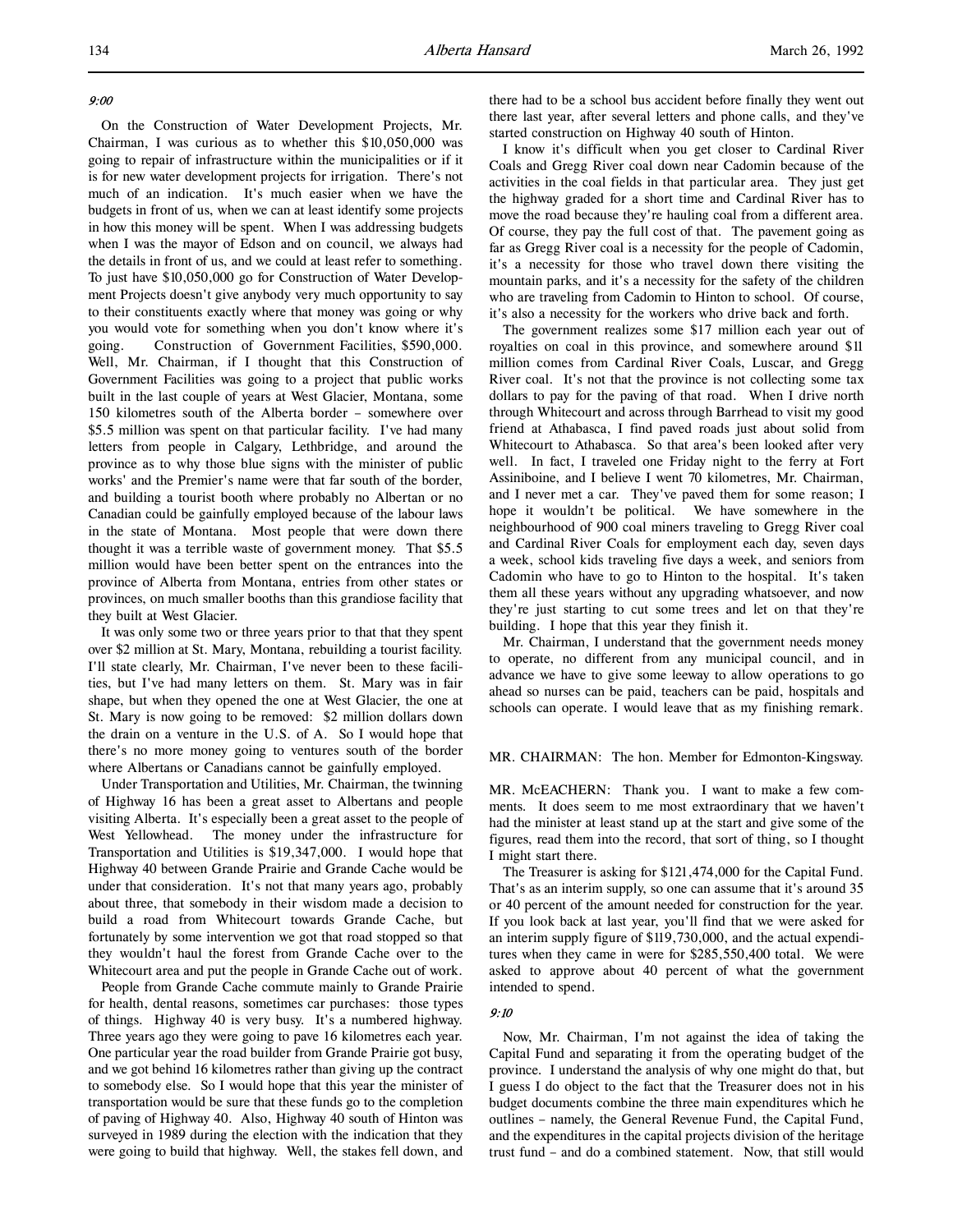*9:00*

On the Construction of Water Development Projects, Mr. Chairman, I was curious as to whether this $10,050,000 was going to repair of infrastructure within the municipalities or if it is for new water development projects for irrigation. There's not much of an indication. It's much easier when we have the budgets in front of us, when we can at least identify some projects in how this money will be spent. When I was addressing budgets when I was the mayor of Edson and on council, we always had the details in front of us, and we could at least refer to something. To just have $10,050,000 go for Construction of Water Development Projects doesn't give anybody very much opportunity to say to their constituents exactly where that money was going or why you would vote for something when you don't know where it's going. Construction of Government Facilities, $590,000. Well, Mr. Chairman, if I thought that this Construction of Government Facilities was going to a project that public works built in the last couple of years at West Glacier, Montana, some 150 kilometres south of the Alberta border – somewhere over $5.5 million was spent on that particular facility. I've had many letters from people in Calgary, Lethbridge, and around the province as to why those blue signs with the minister of public works' and the Premier's name were that far south of the border, and building a tourist booth where probably no Albertan or no Canadian could be gainfully employed because of the labour laws in the state of Montana. Most people that were down there thought it was a terrible waste of government money. That $5.5 million would have been better spent on the entrances into the province of Alberta from Montana, entries from other states or provinces, on much smaller booths than this grandiose facility that they built at West Glacier.

It was only some two or three years prior to that that they spent over $2 million at St. Mary, Montana, rebuilding a tourist facility. I'll state clearly, Mr. Chairman, I've never been to these facilities, but I've had many letters on them. St. Mary was in fair shape, but when they opened the one at West Glacier, the one at St. Mary is now going to be removed: $2 million dollars down the drain on a venture in the U.S. of A. So I would hope that there's no more money going to ventures south of the border where Albertans or Canadians cannot be gainfully employed.

Under Transportation and Utilities, Mr. Chairman, the twinning of Highway 16 has been a great asset to Albertans and people visiting Alberta. It's especially been a great asset to the people of West Yellowhead. The money under the infrastructure for Transportation and Utilities is $19,347,000. I would hope that Highway 40 between Grande Prairie and Grande Cache would be under that consideration. It's not that many years ago, probably about three, that somebody in their wisdom made a decision to build a road from Whitecourt towards Grande Cache, but fortunately by some intervention we got that road stopped so that they wouldn't haul the forest from Grande Cache over to the Whitecourt area and put the people in Grande Cache out of work.

People from Grande Cache commute mainly to Grande Prairie for health, dental reasons, sometimes car purchases: those types of things. Highway 40 is very busy. It's a numbered highway. Three years ago they were going to pave 16 kilometres each year. One particular year the road builder from Grande Prairie got busy, and we got behind 16 kilometres rather than giving up the contract to somebody else. So I would hope that this year the minister of transportation would be sure that these funds go to the completion of paving of Highway 40. Also, Highway 40 south of Hinton was surveyed in 1989 during the election with the indication that they were going to build that highway. Well, the stakes fell down, and there had to be a school bus accident before finally they went out there last year, after several letters and phone calls, and they've started construction on Highway 40 south of Hinton.

I know it's difficult when you get closer to Cardinal River Coals and Gregg River coal down near Cadomin because of the activities in the coal fields in that particular area. They just get the highway graded for a short time and Cardinal River has to move the road because they're hauling coal from a different area. Of course, they pay the full cost of that. The pavement going as far as Gregg River coal is a necessity for the people of Cadomin, it's a necessity for those who travel down there visiting the mountain parks, and it's a necessity for the safety of the children who are traveling from Cadomin to Hinton to school. Of course, it's also a necessity for the workers who drive back and forth.

The government realizes some $17 million each year out of royalties on coal in this province, and somewhere around $11 million comes from Cardinal River Coals, Luscar, and Gregg River coal. It's not that the province is not collecting some tax dollars to pay for the paving of that road. When I drive north through Whitecourt and across through Barrhead to visit my good friend at Athabasca, I find paved roads just about solid from Whitecourt to Athabasca. So that area's been looked after very well. In fact, I traveled one Friday night to the ferry at Fort Assiniboine, and I believe I went 70 kilometres, Mr. Chairman, and I never met a car. They've paved them for some reason; I hope it wouldn't be political. We have somewhere in the neighbourhood of 900 coal miners traveling to Gregg River coal and Cardinal River Coals for employment each day, seven days a week, school kids traveling five days a week, and seniors from Cadomin who have to go to Hinton to the hospital. It's taken them all these years without any upgrading whatsoever, and now they're just starting to cut some trees and let on that they're building. I hope that this year they finish it.

Mr. Chairman, I understand that the government needs money to operate, no different from any municipal council, and in advance we have to give some leeway to allow operations to go ahead so nurses can be paid, teachers can be paid, hospitals and schools can operate. I would leave that as my finishing remark.

MR. CHAIRMAN: The hon. Member for Edmonton-Kingsway.

MR. McEACHERN: Thank you. I want to make a few comments. It does seem to me most extraordinary that we haven't had the minister at least stand up at the start and give some of the figures, read them into the record, that sort of thing, so I thought I might start there.

The Treasurer is asking for $121,474,000 for the Capital Fund. That's as an interim supply, so one can assume that it's around 35 or 40 percent of the amount needed for construction for the year. If you look back at last year, you'll find that we were asked for an interim supply figure of $119,730,000, and the actual expenditures when they came in were for $285,550,400 total. We were asked to approve about 40 percent of what the government intended to spend.

*9:10*

Now, Mr. Chairman, I'm not against the idea of taking the Capital Fund and separating it from the operating budget of the province. I understand the analysis of why one might do that, but I guess I do object to the fact that the Treasurer does not in his budget documents combine the three main expenditures which he outlines – namely, the General Revenue Fund, the Capital Fund, and the expenditures in the capital projects division of the heritage trust fund – and do a combined statement. Now, that still would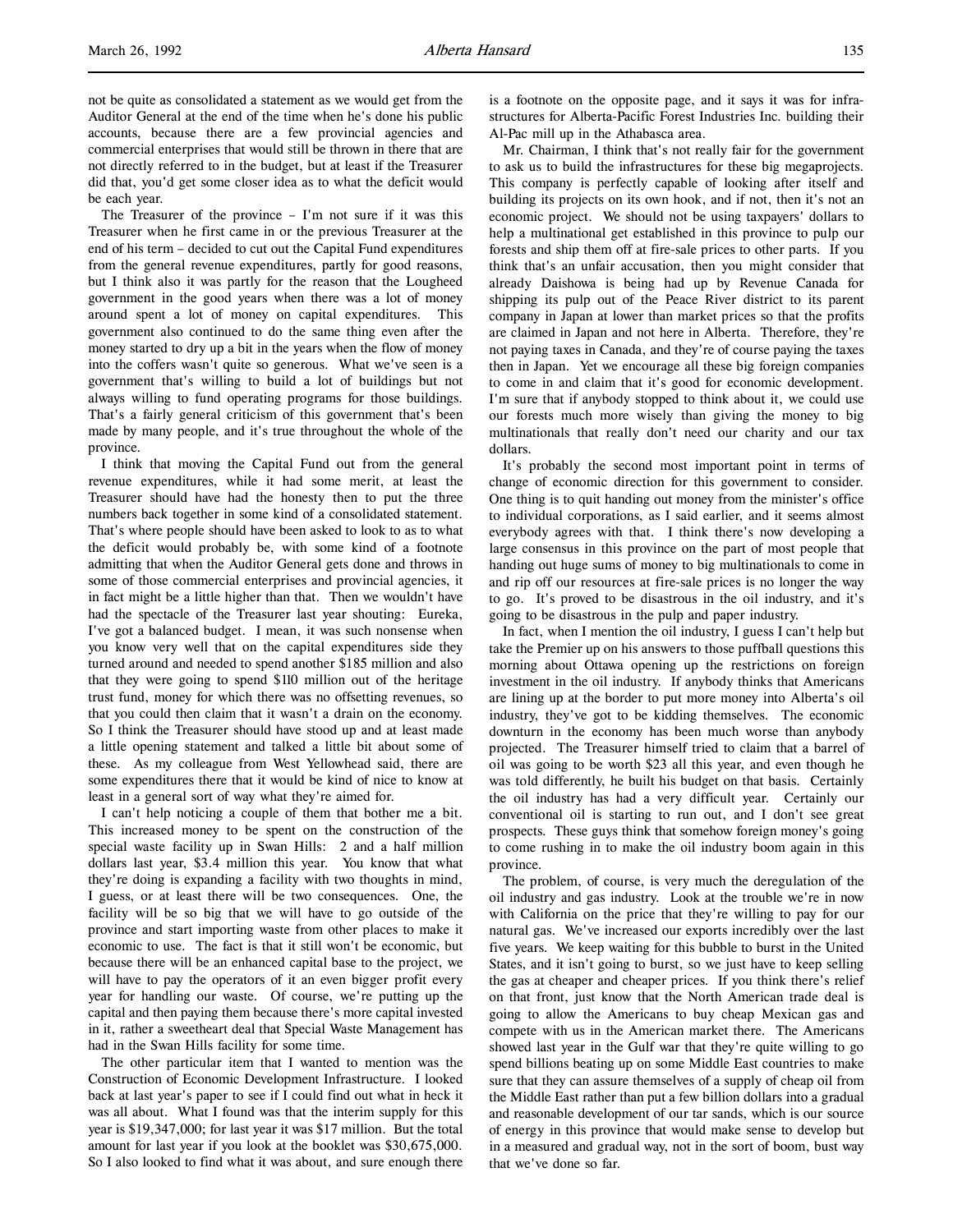not be quite as consolidated a statement as we would get from the Auditor General at the end of the time when he's done his public accounts, because there are a few provincial agencies and commercial enterprises that would still be thrown in there that are not directly referred to in the budget, but at least if the Treasurer did that, you'd get some closer idea as to what the deficit would be each year.

The Treasurer of the province – I'm not sure if it was this Treasurer when he first came in or the previous Treasurer at the end of his term – decided to cut out the Capital Fund expenditures from the general revenue expenditures, partly for good reasons, but I think also it was partly for the reason that the Lougheed government in the good years when there was a lot of money around spent a lot of money on capital expenditures. This government also continued to do the same thing even after the money started to dry up a bit in the years when the flow of money into the coffers wasn't quite so generous. What we've seen is a government that's willing to build a lot of buildings but not always willing to fund operating programs for those buildings. That's a fairly general criticism of this government that's been made by many people, and it's true throughout the whole of the province.

I think that moving the Capital Fund out from the general revenue expenditures, while it had some merit, at least the Treasurer should have had the honesty then to put the three numbers back together in some kind of a consolidated statement. That's where people should have been asked to look to as to what the deficit would probably be, with some kind of a footnote admitting that when the Auditor General gets done and throws in some of those commercial enterprises and agencies, it in fact might be a little higher than that. Then we wouldn't have had the spectacle of the Treasurer last year shouting: Eureka, I've got a balanced budget. I mean, it was such nonsense when you know very well that on the capital expenditures side they turned around and needed to spend another $185 million and also that they were going to spend $110 million out of the heritage trust fund, money for which there was no offsetting revenues, so that you could then claim that it wasn't a drain on the economy. So I think the Treasurer should have stood up and at least made a little opening statement and talked a little bit about some of these. As my colleague from West Yellowhead said, there are some expenditures there that it would be kind of nice to know at least in a general sort of way what they're aimed for.

I can't help noticing a couple of them that bother me a bit. This increased money to be spent on the construction of the special waste facility up in Swan Hills: 2 and a half million dollars last year, $3.4 million this year. You know that what they're doing is expanding a facility with two thoughts in mind, I guess, or at least there will be two consequences. One, the facility will be so big that we will have to go outside of the province and start importing waste from other places to make it economic to use. The fact is that it still won't be economic, but because there will be an enhanced capital base to the project, we will have to pay the operators of it an even bigger profit every year for handling our waste. Of course, we're putting up the capital and then paying them because there's more capital invested in it, rather a sweetheart deal that Special Waste Management has had in the Swan Hills facility for some time.

The other particular item that I wanted to mention was the Construction of Economic Development Infrastructure. I looked back at last year's paper to see if I could find out what in heck it was all about. What I found was that the interim supply for this year is $19,347,000; for last year it was $17 million. But the total amount for last year if you look at the booklet was $30,675,000. So I also looked to find what it was about, and sure enough there is a footnote on the opposite page, and it says it was for infrastructures for Alberta-Pacific Forest Industries Inc. building their Al-Pac mill up in the Athabasca area.

Mr. Chairman, I think that's not really fair for the government to ask us to build the infrastructures for these big megaprojects. This company is perfectly capable of looking after itself and building its projects on its own hook, and if not, then it's not an economic project. We should not be using taxpayers' dollars to help a multinational get established in this province to pulp our forests and ship them off at fire-sale prices to other parts. If you think that's an unfair accusation, then you might consider that already Daishowa is being had up by Revenue Canada for shipping its pulp out of the Peace River district to its parent company in Japan at lower than market prices so that the profits are claimed in Japan and not here in Alberta. Therefore, they're not paying taxes in Canada, and they're of course paying the taxes then in Japan. Yet we encourage all these big foreign companies to come in and claim that it's good for economic development. I'm sure that if anybody stopped to think about it, we could use our forests much more wisely than giving the money to big multinationals that really don't need our charity and our tax dollars.

It's probably the second most important point in terms of change of economic direction for this government to consider. One thing is to quit handing out money from the minister's office to individual corporations, as I said earlier, and it seems almost everybody agrees with that. I think there's now developing a large consensus in this province on the part of most people that handing out huge sums of money to big multinationals to come in and rip off our resources at fire-sale prices is no longer the way to go. It's proved to be disastrous in the oil industry, and it's going to be disastrous in the pulp and paper industry.

In fact, when I mention the oil industry, I guess I can't help but take the Premier up on his answers to those puffball questions this morning about Ottawa opening up the restrictions on foreign investment in the oil industry. If anybody thinks that Americans are lining up at the border to put more money into Alberta's oil industry, they've got to be kidding themselves. The economic downturn in the economy has been much worse than anybody projected. The Treasurer himself tried to claim that a barrel of oil was going to be worth $23 all this year, and even though he was told differently, he built his budget on that basis. Certainly the oil industry has had a very difficult year. Certainly our conventional oil is starting to run out, and I don't see great prospects. These guys think that somehow foreign money's going to come rushing in to make the oil industry boom again in this province.

The problem, of course, is very much the deregulation of the oil industry and gas industry. Look at the trouble we're in now with California on the price that they're willing to pay for our natural gas. We've increased our exports incredibly over the last five years. We keep waiting for this bubble to burst in the United States, and it isn't going to burst, so we just have to keep selling the gas at cheaper and cheaper prices. If you think there's relief on that front, just know that the North American trade deal is going to allow the Americans to buy cheap Mexican gas and compete with us in the American market there. The Americans showed last year in the Gulf war that they're quite willing to go spend billions beating up on some Middle East countries to make sure that they can assure themselves of a supply of cheap oil from the Middle East rather than put a few billion dollars into a gradual and reasonable development of our tar sands, which is our source of energy in this province that would make sense to develop but in a measured and gradual way, not in the sort of boom, bust way that we've done so far.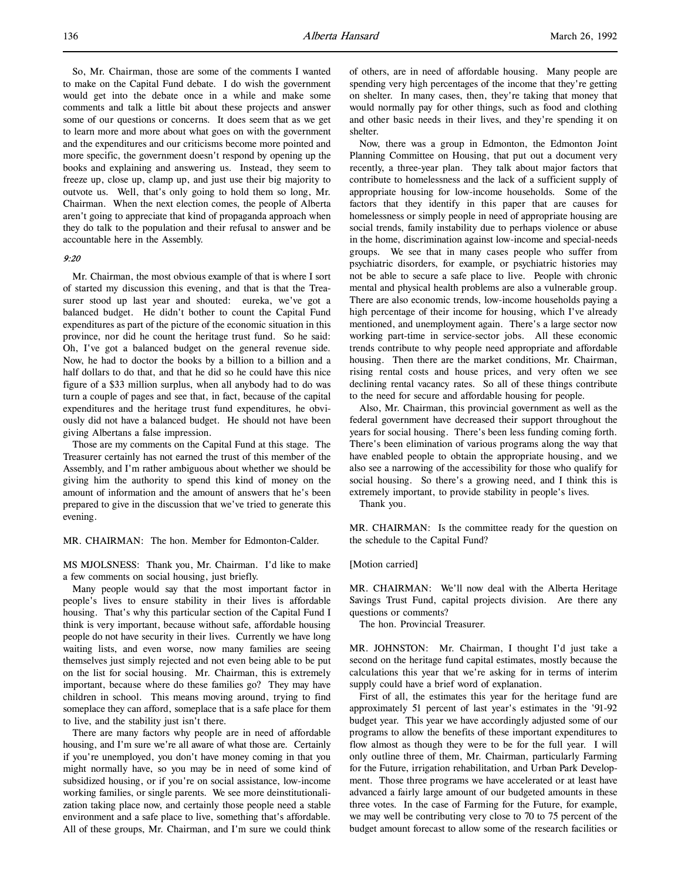So, Mr. Chairman, those are some of the comments I wanted to make on the Capital Fund debate. I do wish the government would get into the debate once in a while and make some comments and talk a little bit about these projects and answer some of our questions or concerns. It does seem that as we get to learn more and more about what goes on with the government and the expenditures and our criticisms become more pointed and more specific, the government doesn't respond by opening up the books and explaining and answering us. Instead, they seem to freeze up, close up, clamp up, and just use their big majority to outvote us. Well, that's only going to hold them so long, Mr. Chairman. When the next election comes, the people of Alberta aren't going to appreciate that kind of propaganda approach when they do talk to the population and their refusal to answer and be accountable here in the Assembly.

*9:20*

Mr. Chairman, the most obvious example of that is where I sort of started my discussion this evening, and that is that the Treasurer stood up last year and shouted: eureka, we've got a balanced budget. He didn't bother to count the Capital Fund expenditures as part of the picture of the economic situation in this province, nor did he count the heritage trust fund. So he said: Oh, I've got a balanced budget on the general revenue side. Now, he had to doctor the books by a billion to a billion and a half dollars to do that, and that he did so he could have this nice figure of a $33 million surplus, when all anybody had to do was turn a couple of pages and see that, in fact, because of the capital expenditures and the heritage trust fund expenditures, he obviously did not have a balanced budget. He should not have been giving Albertans a false impression.

Those are my comments on the Capital Fund at this stage. The Treasurer certainly has not earned the trust of this member of the Assembly, and I'm rather ambiguous about whether we should be giving him the authority to spend this kind of money on the amount of information and the amount of answers that he's been prepared to give in the discussion that we've tried to generate this evening.

MR. CHAIRMAN: The hon. Member for Edmonton-Calder.

MS MJOLSNESS: Thank you, Mr. Chairman. I'd like to make a few comments on social housing, just briefly.

Many people would say that the most important factor in people's lives to ensure stability in their lives is affordable housing. That's why this particular section of the Capital Fund I think is very important, because without safe, affordable housing people do not have security in their lives. Currently we have long waiting lists, and even worse, now many families are seeing themselves just simply rejected and not even being able to be put on the list for social housing. Mr. Chairman, this is extremely important, because where do these families go? They may have children in school. This means moving around, trying to find someplace they can afford, someplace that is a safe place for them to live, and the stability just isn't there.

There are many factors why people are in need of affordable housing, and I'm sure we're all aware of what those are. Certainly if you're unemployed, you don't have money coming in that you might normally have, so you may be in need of some kind of subsidized housing, or if you're on social assistance, low-income working families, or single parents. We see more deinstitutionalization taking place now, and certainly those people need a stable environment and a safe place to live, something that's affordable. All of these groups, Mr. Chairman, and I'm sure we could think of others, are in need of affordable housing. Many people are spending very high percentages of the income that they're getting on shelter. In many cases, then, they're taking that money that would normally pay for other things, such as food and clothing and other basic needs in their lives, and they're spending it on shelter.

Now, there was a group in Edmonton, the Edmonton Joint Planning Committee on Housing, that put out a document very recently, a three-year plan. They talk about major factors that contribute to homelessness and the lack of a sufficient supply of appropriate housing for low-income households. Some of the factors that they identify in this paper that are causes for homelessness or simply people in need of appropriate housing are social trends, family instability due to perhaps violence or abuse in the home, discrimination against low-income and special-needs groups. We see that in many cases people who suffer from psychiatric disorders, for example, or psychiatric histories may not be able to secure a safe place to live. People with chronic mental and physical health problems are also a vulnerable group. There are also economic trends, low-income households paying a high percentage of their income for housing, which I've already mentioned, and unemployment again. There's a large sector now working part-time in service-sector jobs. All these economic trends contribute to why people need appropriate and affordable housing. Then there are the market conditions, Mr. Chairman, rising rental costs and house prices, and very often we see declining rental vacancy rates. So all of these things contribute to the need for secure and affordable housing for people.

Also, Mr. Chairman, this provincial government as well as the federal government have decreased their support throughout the years for social housing. There's been less funding coming forth. There's been elimination of various programs along the way that have enabled people to obtain the appropriate housing, and we also see a narrowing of the accessibility for those who qualify for social housing. So there's a growing need, and I think this is extremely important, to provide stability in people's lives.

Thank you.

MR. CHAIRMAN: Is the committee ready for the question on the schedule to the Capital Fund?

[Motion carried]

MR. CHAIRMAN: We'll now deal with the Alberta Heritage Savings Trust Fund, capital projects division. Are there any questions or comments?

The hon. Provincial Treasurer.

MR. JOHNSTON: Mr. Chairman, I thought I'd just take a second on the heritage fund capital estimates, mostly because the calculations this year that we're asking for in terms of interim supply could have a brief word of explanation.

First of all, the estimates this year for the heritage fund are approximately 51 percent of last year's estimates in the '91-92 budget year. This year we have accordingly adjusted some of our programs to allow the benefits of these important expenditures to flow almost as though they were to be for the full year. I will only outline three of them, Mr. Chairman, particularly Farming for the Future, irrigation rehabilitation, and Urban Park Development. Those three programs we have accelerated or at least have advanced a fairly large amount of our budgeted amounts in these three votes. In the case of Farming for the Future, for example, we may well be contributing very close to 70 to 75 percent of the budget amount forecast to allow some of the research facilities or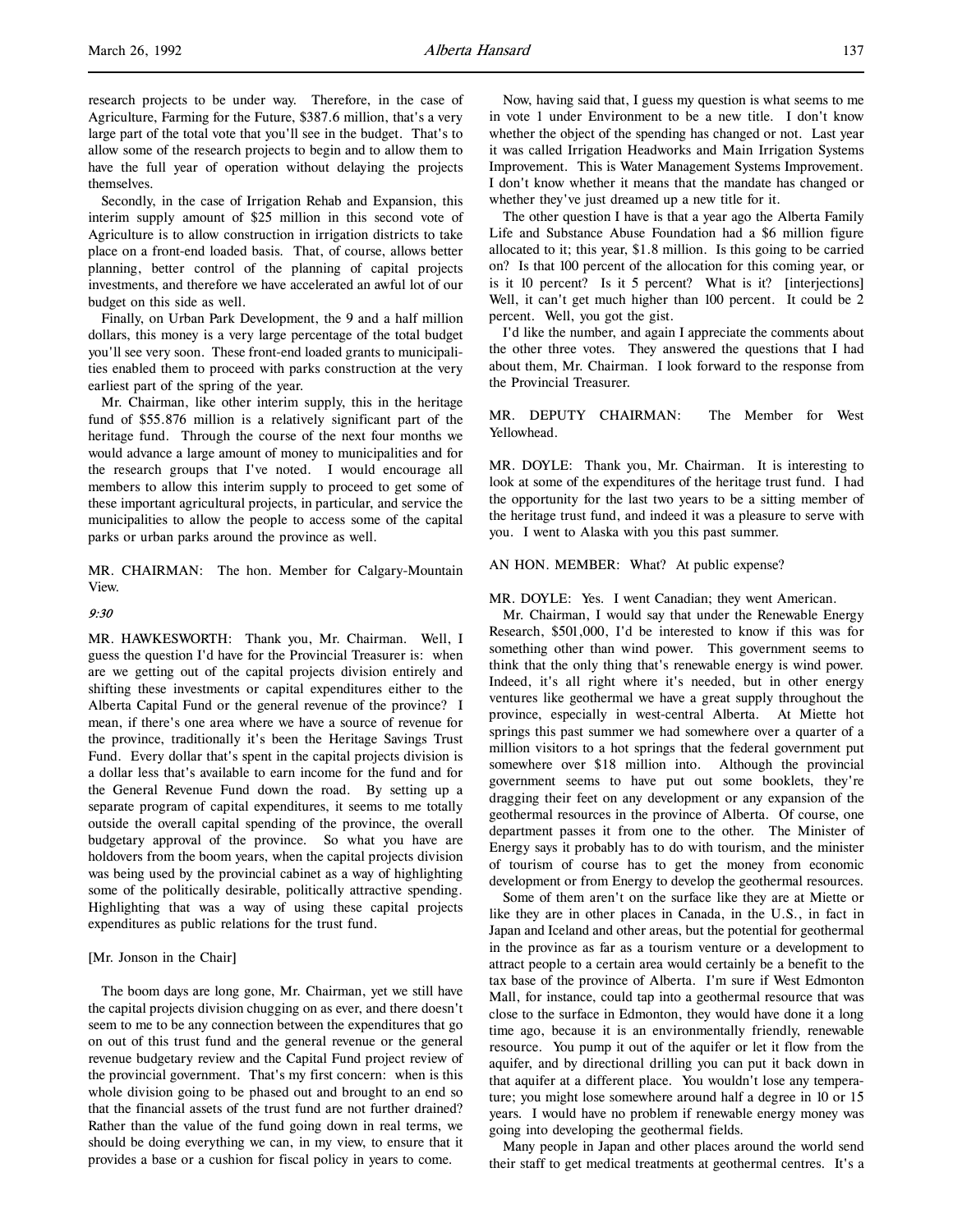research projects to be under way. Therefore, in the case of Agriculture, Farming for the Future, $387.6 million, that's a very large part of the total vote that you'll see in the budget. That's to allow some of the research projects to begin and to allow them to have the full year of operation without delaying the projects themselves.

Secondly, in the case of Irrigation Rehab and Expansion, this interim supply amount of $25 million in this second vote of Agriculture is to allow construction in irrigation districts to take place on a front-end loaded basis. That, of course, allows better planning, better control of the planning of capital projects investments, and therefore we have accelerated an awful lot of our budget on this side as well.

Finally, on Urban Park Development, the 9 and a half million dollars, this money is a very large percentage of the total budget you'll see very soon. These front-end loaded grants to municipalities enabled them to proceed with parks construction at the very earliest part of the spring of the year.

Mr. Chairman, like other interim supply, this in the heritage fund of $55.876 million is a relatively significant part of the heritage fund. Through the course of the next four months we would advance a large amount of money to municipalities and for the research groups that I've noted. I would encourage all members to allow this interim supply to proceed to get some of these important agricultural projects, in particular, and service the municipalities to allow the people to access some of the capital parks or urban parks around the province as well.

MR. CHAIRMAN: The hon. Member for Calgary-Mountain View.

*9:30*

MR. HAWKESWORTH: Thank you, Mr. Chairman. Well, I guess the question I'd have for the Provincial Treasurer is: when are we getting out of the capital projects division entirely and shifting these investments or capital expenditures either to the Alberta Capital Fund or the general revenue of the province? I mean, if there's one area where we have a source of revenue for the province, traditionally it's been the Heritage Savings Trust Fund. Every dollar that's spent in the capital projects division is a dollar less that's available to earn income for the fund and for the General Revenue Fund down the road. By setting up a separate program of capital expenditures, it seems to me totally outside the overall capital spending of the province, the overall budgetary approval of the province. So what you have are holdovers from the boom years, when the capital projects division was being used by the provincial cabinet as a way of highlighting some of the politically desirable, politically attractive spending. Highlighting that was a way of using these capital projects expenditures as public relations for the trust fund.

[Mr. Jonson in the Chair]

The boom days are long gone, Mr. Chairman, yet we still have the capital projects division chugging on as ever, and there doesn't seem to me to be any connection between the expenditures that go on out of this trust fund and the general revenue or the general revenue budgetary review and the Capital Fund project review of the provincial government. That's my first concern: when is this whole division going to be phased out and brought to an end so that the financial assets of the trust fund are not further drained? Rather than the value of the fund going down in real terms, we should be doing everything we can, in my view, to ensure that it provides a base or a cushion for fiscal policy in years to come.

Now, having said that, I guess my question is what seems to me in vote 1 under Environment to be a new title. I don't know whether the object of the spending has changed or not. Last year it was called Irrigation Headworks and Main Irrigation Systems Improvement. This is Water Management Systems Improvement. I don't know whether it means that the mandate has changed or whether they've just dreamed up a new title for it.

The other question I have is that a year ago the Alberta Family Life and Substance Abuse Foundation had a $6 million figure allocated to it; this year, $1.8 million. Is this going to be carried on? Is that 100 percent of the allocation for this coming year, or is it 10 percent? Is it 5 percent? What is it? [interjections] Well, it can't get much higher than 100 percent. It could be 2 percent. Well, you got the gist.

I'd like the number, and again I appreciate the comments about the other three votes. They answered the questions that I had about them, Mr. Chairman. I look forward to the response from the Provincial Treasurer.

MR. DEPUTY CHAIRMAN: The Member for West Yellowhead.

MR. DOYLE: Thank you, Mr. Chairman. It is interesting to look at some of the expenditures of the heritage trust fund. I had the opportunity for the last two years to be a sitting member of the heritage trust fund, and indeed it was a pleasure to serve with you. I went to Alaska with you this past summer.

AN HON. MEMBER: What? At public expense?

MR. DOYLE: Yes. I went Canadian; they went American.

Mr. Chairman, I would say that under the Renewable Energy Research, $501,000, I'd be interested to know if this was for something other than wind power. This government seems to think that the only thing that's renewable energy is wind power. Indeed, it's all right where it's needed, but in other energy ventures like geothermal we have a great supply throughout the province, especially in west-central Alberta. At Miette hot springs this past summer we had somewhere over a quarter of a million visitors to a hot springs that the federal government put somewhere over $18 million into. Although the provincial government seems to have put out some booklets, they're dragging their feet on any development or any expansion of the geothermal resources in the province of Alberta. Of course, one department passes it from one to the other. The Minister of Energy says it probably has to do with tourism, and the minister of tourism of course has to get the money from economic development or from Energy to develop the geothermal resources.

Some of them aren't on the surface like they are at Miette or like they are in other places in Canada, in the U.S., in fact in Japan and Iceland and other areas, but the potential for geothermal in the province as far as a tourism venture or a development to attract people to a certain area would certainly be a benefit to the tax base of the province of Alberta. I'm sure if West Edmonton Mall, for instance, could tap into a geothermal resource that was close to the surface in Edmonton, they would have done it a long time ago, because it is an environmentally friendly, renewable resource. You pump it out of the aquifer or let it flow from the aquifer, and by directional drilling you can put it back down in that aquifer at a different place. You wouldn't lose any temperature; you might lose somewhere around half a degree in 10 or 15 years. I would have no problem if renewable energy money was going into developing the geothermal fields.

Many people in Japan and other places around the world send their staff to get medical treatments at geothermal centres. It's a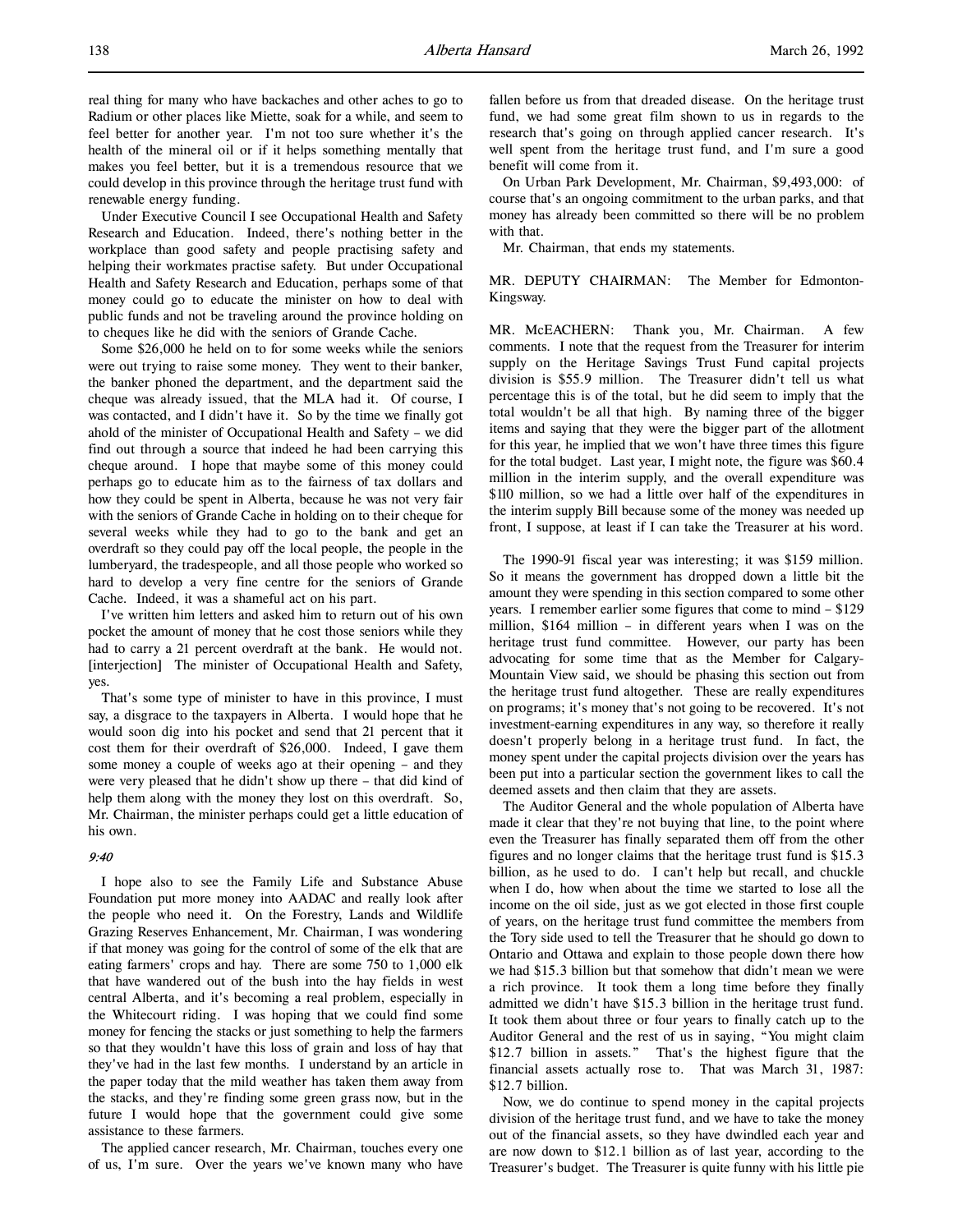real thing for many who have backaches and other aches to go to Radium or other places like Miette, soak for a while, and seem to feel better for another year. I'm not too sure whether it's the health of the mineral oil or if it helps something mentally that makes you feel better, but it is a tremendous resource that we could develop in this province through the heritage trust fund with renewable energy funding.

Under Executive Council I see Occupational Health and Safety Research and Education. Indeed, there's nothing better in the workplace than good safety and people practising safety and helping their workmates practise safety. But under Occupational Health and Safety Research and Education, perhaps some of that money could go to educate the minister on how to deal with public funds and not be traveling around the province holding on to cheques like he did with the seniors of Grande Cache.

Some $26,000 he held on to for some weeks while the seniors were out trying to raise some money. They went to their banker, the banker phoned the department, and the department said the cheque was already issued, that the MLA had it. Of course, I was contacted, and I didn't have it. So by the time we finally got ahold of the minister of Occupational Health and Safety – we did find out through a source that indeed he had been carrying this cheque around. I hope that maybe some of this money could perhaps go to educate him as to the fairness of tax dollars and how they could be spent in Alberta, because he was not very fair with the seniors of Grande Cache in holding on to their cheque for several weeks while they had to go to the bank and get an overdraft so they could pay off the local people, the people in the lumberyard, the tradespeople, and all those people who worked so hard to develop a very fine centre for the seniors of Grande Cache. Indeed, it was a shameful act on his part.

I've written him letters and asked him to return out of his own pocket the amount of money that he cost those seniors while they had to carry a 21 percent overdraft at the bank. He would not. [interjection] The minister of Occupational Health and Safety, yes.

That's some type of minister to have in this province, I must say, a disgrace to the taxpayers in Alberta. I would hope that he would soon dig into his pocket and send that 21 percent that it cost them for their overdraft of $26,000. Indeed, I gave them some money a couple of weeks ago at their opening – and they were very pleased that he didn't show up there – that did kind of help them along with the money they lost on this overdraft. So, Mr. Chairman, the minister perhaps could get a little education of his own.

*9:40*

I hope also to see the Family Life and Substance Abuse Foundation put more money into AADAC and really look after the people who need it. On the Forestry, Lands and Wildlife Grazing Reserves Enhancement, Mr. Chairman, I was wondering if that money was going for the control of some of the elk that are eating farmers' crops and hay. There are some 750 to 1,000 elk that have wandered out of the bush into the hay fields in west central Alberta, and it's becoming a real problem, especially in the Whitecourt riding. I was hoping that we could find some money for fencing the stacks or just something to help the farmers so that they wouldn't have this loss of grain and loss of hay that they've had in the last few months. I understand by an article in the paper today that the mild weather has taken them away from the stacks, and they're finding some green grass now, but in the future I would hope that the government could give some assistance to these farmers.

The applied cancer research, Mr. Chairman, touches every one of us, I'm sure. Over the years we've known many who have fallen before us from that dreaded disease. On the heritage trust fund, we had some great film shown to us in regards to the research that's going on through applied cancer research. It's well spent from the heritage trust fund, and I'm sure a good benefit will come from it.

On Urban Park Development, Mr. Chairman, $9,493,000: of course that's an ongoing commitment to the urban parks, and that money has already been committed so there will be no problem with that.

Mr. Chairman, that ends my statements.

MR. DEPUTY CHAIRMAN: The Member for Edmonton-Kingsway.

MR. McEACHERN: Thank you, Mr. Chairman. A few comments. I note that the request from the Treasurer for interim supply on the Heritage Savings Trust Fund capital projects division is $55.9 million. The Treasurer didn't tell us what percentage this is of the total, but he did seem to imply that the total wouldn't be all that high. By naming three of the bigger items and saying that they were the bigger part of the allotment for this year, he implied that we won't have three times this figure for the total budget. Last year, I might note, the figure was $60.4 million in the interim supply, and the overall expenditure was $110 million, so we had a little over half of the expenditures in the interim supply Bill because some of the money was needed up front, I suppose, at least if I can take the Treasurer at his word.

The 1990-91 fiscal year was interesting; it was $159 million. So it means the government has dropped down a little bit the amount they were spending in this section compared to some other years. I remember earlier some figures that come to mind – $129 million, $164 million – in different years when I was on the heritage trust fund committee. However, our party has been advocating for some time that as the Member for Calgary-Mountain View said, we should be phasing this section out from the heritage trust fund altogether. These are really expenditures on programs; it's money that's not going to be recovered. It's not investment-earning expenditures in any way, so therefore it really doesn't properly belong in a heritage trust fund. In fact, the money spent under the capital projects division over the years has been put into a particular section the government likes to call the deemed assets and then claim that they are assets.

The Auditor General and the whole population of Alberta have made it clear that they're not buying that line, to the point where even the Treasurer has finally separated them off from the other figures and no longer claims that the heritage trust fund is $15.3 billion, as he used to do. I can't help but recall, and chuckle when I do, how when about the time we started to lose all the income on the oil side, just as we got elected in those first couple of years, on the heritage trust fund committee the members from the Tory side used to tell the Treasurer that he should go down to Ontario and Ottawa and explain to those people down there how we had $15.3 billion but that somehow that didn't mean we were a rich province. It took them a long time before they finally admitted we didn't have $15.3 billion in the heritage trust fund. It took them about three or four years to finally catch up to the Auditor General and the rest of us in saying, "You might claim $12.7 billion in assets." That's the highest figure that the financial assets actually rose to. That was March 31, 1987: $12.7 billion.

Now, we do continue to spend money in the capital projects division of the heritage trust fund, and we have to take the money out of the financial assets, so they have dwindled each year and are now down to $12.1 billion as of last year, according to the Treasurer's budget. The Treasurer is quite funny with his little pie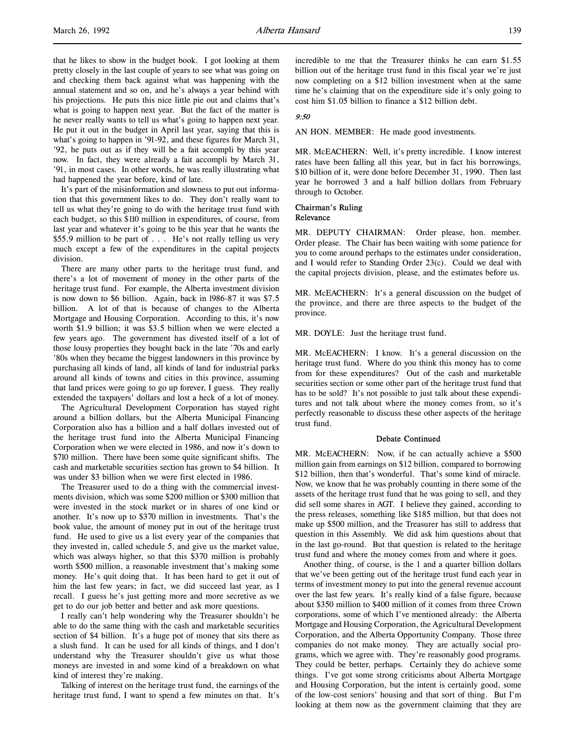that he likes to show in the budget book. I got looking at them pretty closely in the last couple of years to see what was going on and checking them back against what was happening with the annual statement and so on, and he's always a year behind with his projections. He puts this nice little pie out and claims that's what is going to happen next year. But the fact of the matter is he never really wants to tell us what's going to happen next year. He put it out in the budget in April last year, saying that this is what's going to happen in '91-92, and these figures for March 31, '92, he puts out as if they will be a fait accompli by this year now. In fact, they were already a fait accompli by March 31, '91, in most cases. In other words, he was really illustrating what had happened the year before, kind of late.

It's part of the misinformation and slowness to put out information that this government likes to do. They don't really want to tell us what they're going to do with the heritage trust fund with each budget, so this $110 million in expenditures, of course, from last year and whatever it's going to be this year that he wants the $55.9 million to be part of . . . He's not really telling us very much except a few of the expenditures in the capital projects division.

There are many other parts to the heritage trust fund, and there's a lot of movement of money in the other parts of the heritage trust fund. For example, the Alberta investment division is now down to $6 billion. Again, back in 1986-87 it was $7.5 billion. A lot of that is because of changes to the Alberta Mortgage and Housing Corporation. According to this, it's now worth $1.9 billion; it was $3.5 billion when we were elected a few years ago. The government has divested itself of a lot of those lousy properties they bought back in the late '70s and early '80s when they became the biggest landowners in this province by purchasing all kinds of land, all kinds of land for industrial parks around all kinds of towns and cities in this province, assuming that land prices were going to go up forever, I guess. They really extended the taxpayers' dollars and lost a heck of a lot of money.

The Agricultural Development Corporation has stayed right around a billion dollars, but the Alberta Municipal Financing Corporation also has a billion and a half dollars invested out of the heritage trust fund into the Alberta Municipal Financing Corporation when we were elected in 1986, and now it's down to $710 million. There have been some quite significant shifts. The cash and marketable securities section has grown to $4 billion. It was under $3 billion when we were first elected in 1986.

The Treasurer used to do a thing with the commercial investments division, which was some $200 million or $300 million that were invested in the stock market or in shares of one kind or another. It's now up to $370 million in investments. That's the book value, the amount of money put in out of the heritage trust fund. He used to give us a list every year of the companies that they invested in, called schedule 5, and give us the market value, which was always higher, so that this $370 million is probably worth $500 million, a reasonable investment that's making some money. He's quit doing that. It has been hard to get it out of him the last few years; in fact, we did succeed last year, as I recall. I guess he's just getting more and more secretive as we get to do our job better and better and ask more questions.

I really can't help wondering why the Treasurer shouldn't be able to do the same thing with the cash and marketable securities section of $4 billion. It's a huge pot of money that sits there as a slush fund. It can be used for all kinds of things, and I don't understand why the Treasurer shouldn't give us what those moneys are invested in and some kind of a breakdown on what kind of interest they're making.

Talking of interest on the heritage trust fund, the earnings of the heritage trust fund, I want to spend a few minutes on that. It's incredible to me that the Treasurer thinks he can earn $1.55 billion out of the heritage trust fund in this fiscal year we're just now completing on a $12 billion investment when at the same time he's claiming that on the expenditure side it's only going to cost him $1.05 billion to finance a $12 billion debt.

*9:50*

AN HON. MEMBER: He made good investments.

MR. McEACHERN: Well, it's pretty incredible. I know interest rates have been falling all this year, but in fact his borrowings, $10 billion of it, were done before December 31, 1990. Then last year he borrowed 3 and a half billion dollars from February through to October.

**Chairman's Ruling**
**Relevance**

MR. DEPUTY CHAIRMAN: Order please, hon. member. Order please. The Chair has been waiting with some patience for you to come around perhaps to the estimates under consideration, and I would refer to Standing Order 23(c). Could we deal with the capital projects division, please, and the estimates before us.

MR. McEACHERN: It's a general discussion on the budget of the province, and there are three aspects to the budget of the province.

MR. DOYLE: Just the heritage trust fund.

MR. McEACHERN: I know. It's a general discussion on the heritage trust fund. Where do you think this money has to come from for these expenditures? Out of the cash and marketable securities section or some other part of the heritage trust fund that has to be sold? It's not possible to just talk about these expenditures and not talk about where the money comes from, so it's perfectly reasonable to discuss these other aspects of the heritage trust fund.

**Debate Continued**

MR. McEACHERN: Now, if he can actually achieve a $500 million gain from earnings on $12 billion, compared to borrowing $12 billion, then that's wonderful. That's some kind of miracle. Now, we know that he was probably counting in there some of the assets of the heritage trust fund that he was going to sell, and they did sell some shares in AGT. I believe they gained, according to the press releases, something like $185 million, but that does not make up $500 million, and the Treasurer has still to address that question in this Assembly. We did ask him questions about that in the last go-round. But that question is related to the heritage trust fund and where the money comes from and where it goes.

Another thing, of course, is the 1 and a quarter billion dollars that we've been getting out of the heritage trust fund each year in terms of investment money to put into the general revenue account over the last few years. It's really kind of a false figure, because about $350 million to $400 million of it comes from three Crown corporations, some of which I've mentioned already: the Alberta Mortgage and Housing Corporation, the Agricultural Development Corporation, and the Alberta Opportunity Company. Those three companies do not make money. They are actually social programs, which we agree with. They're reasonably good programs. They could be better, perhaps. Certainly they do achieve some things. I've got some strong criticisms about Alberta Mortgage and Housing Corporation, but the intent is certainly good, some of the low-cost seniors' housing and that sort of thing. But I'm looking at them now as the government claiming that they are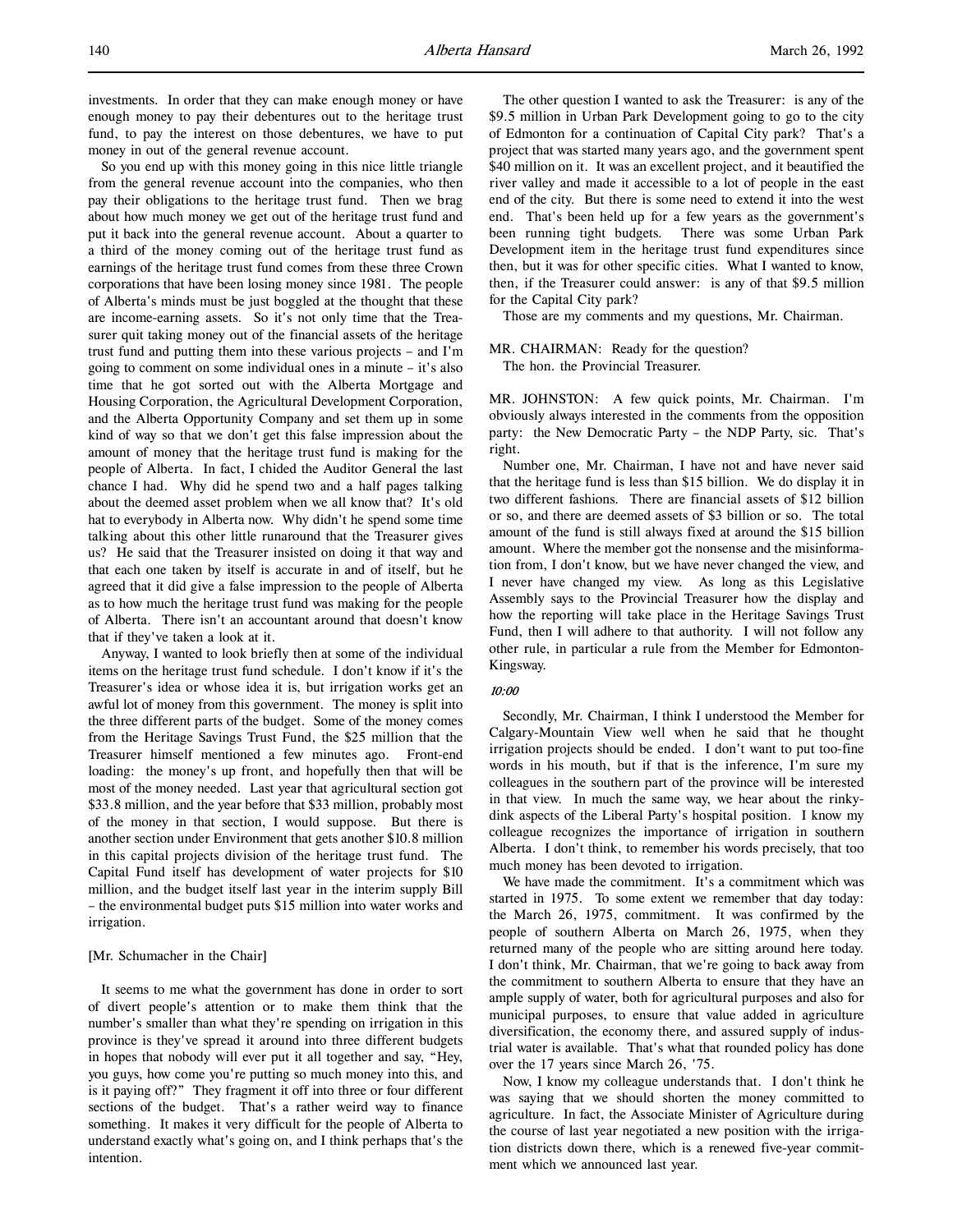investments. In order that they can make enough money or have enough money to pay their debentures out to the heritage trust fund, to pay the interest on those debentures, we have to put money in out of the general revenue account.

So you end up with this money going in this nice little triangle from the general revenue account into the companies, who then pay their obligations to the heritage trust fund. Then we brag about how much money we get out of the heritage trust fund and put it back into the general revenue account. About a quarter to a third of the money coming out of the heritage trust fund as earnings of the heritage trust fund comes from these three Crown corporations that have been losing money since 1981. The people of Alberta's minds must be just boggled at the thought that these are income-earning assets. So it's not only time that the Treasurer quit taking money out of the financial assets of the heritage trust fund and putting them into these various projects – and I'm going to comment on some individual ones in a minute – it's also time that he got sorted out with the Alberta Mortgage and Housing Corporation, the Agricultural Development Corporation, and the Alberta Opportunity Company and set them up in some kind of way so that we don't get this false impression about the amount of money that the heritage trust fund is making for the people of Alberta. In fact, I chided the Auditor General the last chance I had. Why did he spend two and a half pages talking about the deemed asset problem when we all know that? It's old hat to everybody in Alberta now. Why didn't he spend some time talking about this other little runaround that the Treasurer gives us? He said that the Treasurer insisted on doing it that way and that each one taken by itself is accurate in and of itself, but he agreed that it did give a false impression to the people of Alberta as to how much the heritage trust fund was making for the people of Alberta. There isn't an accountant around that doesn't know that if they've taken a look at it.

Anyway, I wanted to look briefly then at some of the individual items on the heritage trust fund schedule. I don't know if it's the Treasurer's idea or whose idea it is, but irrigation works get an awful lot of money from this government. The money is split into the three different parts of the budget. Some of the money comes from the Heritage Savings Trust Fund, the $25 million that the Treasurer himself mentioned a few minutes ago. Front-end loading: the money's up front, and hopefully then that will be most of the money needed. Last year that agricultural section got $33.8 million, and the year before that $33 million, probably most of the money in that section, I would suppose. But there is another section under Environment that gets another $10.8 million in this capital projects division of the heritage trust fund. The Capital Fund itself has development of water projects for $10 million, and the budget itself last year in the interim supply Bill – the environmental budget puts $15 million into water works and irrigation.

[Mr. Schumacher in the Chair]

It seems to me what the government has done in order to sort of divert people's attention or to make them think that the number's smaller than what they're spending on irrigation in this province is they've spread it around into three different budgets in hopes that nobody will ever put it all together and say, "Hey, you guys, how come you're putting so much money into this, and is it paying off?" They fragment it off into three or four different sections of the budget. That's a rather weird way to finance something. It makes it very difficult for the people of Alberta to understand exactly what's going on, and I think perhaps that's the intention.

The other question I wanted to ask the Treasurer: is any of the $9.5 million in Urban Park Development going to go to the city of Edmonton for a continuation of Capital City park? That's a project that was started many years ago, and the government spent $40 million on it. It was an excellent project, and it beautified the river valley and made it accessible to a lot of people in the east end of the city. But there is some need to extend it into the west end. That's been held up for a few years as the government's been running tight budgets. There was some Urban Park Development item in the heritage trust fund expenditures since then, but it was for other specific cities. What I wanted to know, then, if the Treasurer could answer: is any of that $9.5 million for the Capital City park?

Those are my comments and my questions, Mr. Chairman.

MR. CHAIRMAN: Ready for the question?

The hon. the Provincial Treasurer.

MR. JOHNSTON: A few quick points, Mr. Chairman. I'm obviously always interested in the comments from the opposition party: the New Democratic Party – the NDP Party, sic. That's right.

Number one, Mr. Chairman, I have not and have never said that the heritage fund is less than $15 billion. We do display it in two different fashions. There are financial assets of $12 billion or so, and there are deemed assets of $3 billion or so. The total amount of the fund is still always fixed at around the $15 billion amount. Where the member got the nonsense and the misinformation from, I don't know, but we have never changed the view, and I never have changed my view. As long as this Legislative Assembly says to the Provincial Treasurer how the display and how the reporting will take place in the Heritage Savings Trust Fund, then I will adhere to that authority. I will not follow any other rule, in particular a rule from the Member for Edmonton-Kingsway.

*10:00*

Secondly, Mr. Chairman, I think I understood the Member for Calgary-Mountain View well when he said that he thought irrigation projects should be ended. I don't want to put too-fine words in his mouth, but if that is the inference, I'm sure my colleagues in the southern part of the province will be interested in that view. In much the same way, we hear about the rinky-dink aspects of the Liberal Party's hospital position. I know my colleague recognizes the importance of irrigation in southern Alberta. I don't think, to remember his words precisely, that too much money has been devoted to irrigation.

We have made the commitment. It's a commitment which was started in 1975. To some extent we remember that day today: the March 26, 1975, commitment. It was confirmed by the people of southern Alberta on March 26, 1975, when they returned many of the people who are sitting around here today. I don't think, Mr. Chairman, that we're going to back away from the commitment to southern Alberta to ensure that they have an ample supply of water, both for agricultural purposes and also for municipal purposes, to ensure that value added in agriculture diversification, the economy there, and assured supply of industrial water is available. That's what that rounded policy has done over the 17 years since March 26, '75.

Now, I know my colleague understands that. I don't think he was saying that we should shorten the money committed to agriculture. In fact, the Associate Minister of Agriculture during the course of last year negotiated a new position with the irrigation districts down there, which is a renewed five-year commitment which we announced last year.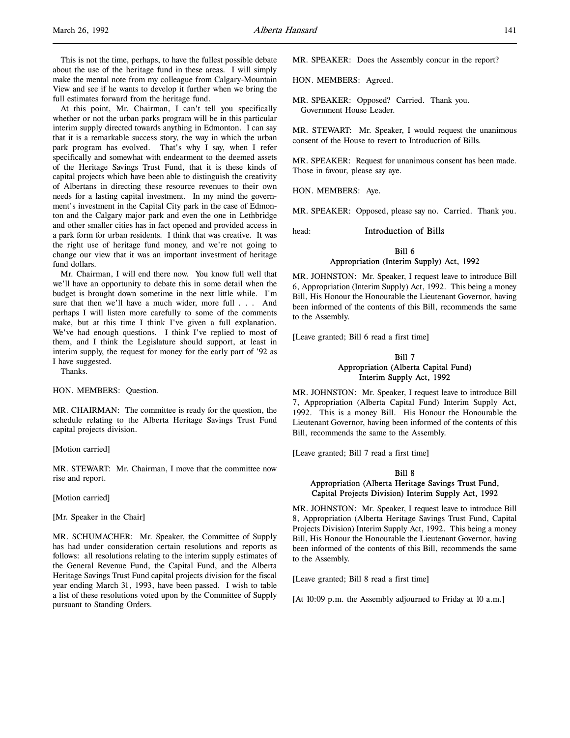This is not the time, perhaps, to have the fullest possible debate about the use of the heritage fund in these areas. I will simply make the mental note from my colleague from Calgary-Mountain View and see if he wants to develop it further when we bring the full estimates forward from the heritage fund.

At this point, Mr. Chairman, I can't tell you specifically whether or not the urban parks program will be in this particular interim supply directed towards anything in Edmonton. I can say that it is a remarkable success story, the way in which the urban park program has evolved. That's why I say, when I refer specifically and somewhat with endearment to the deemed assets of the Heritage Savings Trust Fund, that it is these kinds of capital projects which have been able to distinguish the creativity of Albertans in directing these resource revenues to their own needs for a lasting capital investment. In my mind the government's investment in the Capital City park in the case of Edmonton and the Calgary major park and even the one in Lethbridge and other smaller cities has in fact opened and provided access in a park form for urban residents. I think that was creative. It was the right use of heritage fund money, and we're not going to change our view that it was an important investment of heritage fund dollars.

Mr. Chairman, I will end there now. You know full well that we'll have an opportunity to debate this in some detail when the budget is brought down sometime in the next little while. I'm sure that then we'll have a much wider, more full . . . And perhaps I will listen more carefully to some of the comments make, but at this time I think I've given a full explanation. We've had enough questions. I think I've replied to most of them, and I think the Legislature should support, at least in interim supply, the request for money for the early part of '92 as I have suggested.

Thanks.

HON. MEMBERS: Question.

MR. CHAIRMAN: The committee is ready for the question, the schedule relating to the Alberta Heritage Savings Trust Fund capital projects division.

[Motion carried]

MR. STEWART: Mr. Chairman, I move that the committee now rise and report.

[Motion carried]

[Mr. Speaker in the Chair]

MR. SCHUMACHER: Mr. Speaker, the Committee of Supply has had under consideration certain resolutions and reports as follows: all resolutions relating to the interim supply estimates of the General Revenue Fund, the Capital Fund, and the Alberta Heritage Savings Trust Fund capital projects division for the fiscal year ending March 31, 1993, have been passed. I wish to table a list of these resolutions voted upon by the Committee of Supply pursuant to Standing Orders.

MR. SPEAKER: Does the Assembly concur in the report?

HON. MEMBERS: Agreed.

MR. SPEAKER: Opposed? Carried. Thank you.
Government House Leader.

MR. STEWART: Mr. Speaker, I would request the unanimous consent of the House to revert to Introduction of Bills.

MR. SPEAKER: Request for unanimous consent has been made. Those in favour, please say aye.

HON. MEMBERS: Aye.

MR. SPEAKER: Opposed, please say no. Carried. Thank you.

head: **Introduction of Bills**

### Bill 6
### Appropriation (Interim Supply) Act, 1992

MR. JOHNSTON: Mr. Speaker, I request leave to introduce Bill 6, Appropriation (Interim Supply) Act, 1992. This being a money Bill, His Honour the Honourable the Lieutenant Governor, having been informed of the contents of this Bill, recommends the same to the Assembly.

[Leave granted; Bill 6 read a first time]

### Bill 7
### Appropriation (Alberta Capital Fund) Interim Supply Act, 1992

MR. JOHNSTON: Mr. Speaker, I request leave to introduce Bill 7, Appropriation (Alberta Capital Fund) Interim Supply Act, 1992. This is a money Bill. His Honour the Honourable the Lieutenant Governor, having been informed of the contents of this Bill, recommends the same to the Assembly.

[Leave granted; Bill 7 read a first time]

### Bill 8
### Appropriation (Alberta Heritage Savings Trust Fund, Capital Projects Division) Interim Supply Act, 1992

MR. JOHNSTON: Mr. Speaker, I request leave to introduce Bill 8, Appropriation (Alberta Heritage Savings Trust Fund, Capital Projects Division) Interim Supply Act, 1992. This being a money Bill, His Honour the Honourable the Lieutenant Governor, having been informed of the contents of this Bill, recommends the same to the Assembly.

[Leave granted; Bill 8 read a first time]

[At 10:09 p.m. the Assembly adjourned to Friday at 10 a.m.]